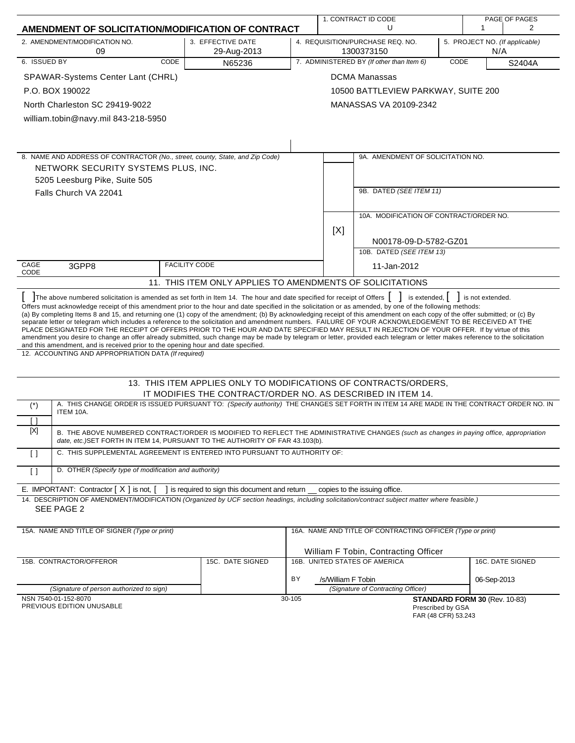# AMENDMENT OF SOLICITATION/MODIFICATION OF CONTRACT

| 1. CONTRACT ID CODE | PAGE OF PAGES |
|---|---|
| U | 1 \| 2 |

| 2. AMENDMENT/MODIFICATION NO. | 3. EFFECTIVE DATE | 4. REQUISITION/PURCHASE REQ. NO. | 5. PROJECT NO. (If applicable) |
|---|---|---|---|
| 09 | 29-Aug-2013 | 1300373150 | N/A |

| 6. ISSUED BY | CODE N65236 | 7. ADMINISTERED BY (If other than Item 6) | CODE S2404A |
|---|---|---|---|
| SPAWAR-Systems Center Lant (CHRL)<br>P.O. BOX 190022<br>North Charleston SC 29419-9022<br>william.tobin@navy.mil 843-218-5950 | | DCMA Manassas<br>10500 BATTLEVIEW PARKWAY, SUITE 200<br>MANASSAS VA 20109-2342 | |

**8. NAME AND ADDRESS OF CONTRACTOR** (No., street, county, State, and Zip Code)

NETWORK SECURITY SYSTEMS PLUS, INC.
5205 Leesburg Pike, Suite 505
Falls Church VA 22041

CAGE CODE: 3GPP8 FACILITY CODE:

9A. AMENDMENT OF SOLICITATION NO.

9B. DATED (SEE ITEM 11)

[X] 10A. MODIFICATION OF CONTRACT/ORDER NO.
N00178-09-D-5782-GZ01

10B. DATED (SEE ITEM 13)
11-Jan-2012

## 11. THIS ITEM ONLY APPLIES TO AMENDMENTS OF SOLICITATIONS

[ ] The above numbered solicitation is amended as set forth in Item 14. The hour and date specified for receipt of Offers [ ] is extended, [ ] is not extended.
Offers must acknowledge receipt of this amendment prior to the hour and date specified in the solicitation or as amended, by one of the following methods:
(a) By completing Items 8 and 15, and returning one (1) copy of the amendment; (b) By acknowledging receipt of this amendment on each copy of the offer submitted; or (c) By separate letter or telegram which includes a reference to the solicitation and amendment numbers. FAILURE OF YOUR ACKNOWLEDGEMENT TO BE RECEIVED AT THE PLACE DESIGNATED FOR THE RECEIPT OF OFFERS PRIOR TO THE HOUR AND DATE SPECIFIED MAY RESULT IN REJECTION OF YOUR OFFER. If by virtue of this amendment you desire to change an offer already submitted, such change may be made by telegram or letter, provided each telegram or letter makes reference to the solicitation and this amendment, and is received prior to the opening hour and date specified.

12. ACCOUNTING AND APPROPRIATION DATA (If required)

## 13. THIS ITEM APPLIES ONLY TO MODIFICATIONS OF CONTRACTS/ORDERS, IT MODIFIES THE CONTRACT/ORDER NO. AS DESCRIBED IN ITEM 14.

| | |
|---|---|
| (*)<br>[ ] | A. THIS CHANGE ORDER IS ISSUED PURSUANT TO: (Specify authority) THE CHANGES SET FORTH IN ITEM 14 ARE MADE IN THE CONTRACT ORDER NO. IN ITEM 10A. |
| [X] | B. THE ABOVE NUMBERED CONTRACT/ORDER IS MODIFIED TO REFLECT THE ADMINISTRATIVE CHANGES (such as changes in paying office, appropriation date, etc.) SET FORTH IN ITEM 14, PURSUANT TO THE AUTHORITY OF FAR 43.103(b). |
| [ ] | C. THIS SUPPLEMENTAL AGREEMENT IS ENTERED INTO PURSUANT TO AUTHORITY OF: |
| [ ] | D. OTHER (Specify type of modification and authority) |

E. IMPORTANT: Contractor [ X ] is not, [ ] is required to sign this document and return __ copies to the issuing office.

14. DESCRIPTION OF AMENDMENT/MODIFICATION (Organized by UCF section headings, including solicitation/contract subject matter where feasible.)
SEE PAGE 2

| 15A. NAME AND TITLE OF SIGNER (Type or print) | | 16A. NAME AND TITLE OF CONTRACTING OFFICER (Type or print) | |
|---|---|---|---|
| | | William F Tobin, Contracting Officer | |
| 15B. CONTRACTOR/OFFEROR | 15C. DATE SIGNED | 16B. UNITED STATES OF AMERICA | 16C. DATE SIGNED |
| | | BY /s/William F Tobin | 06-Sep-2013 |
| (Signature of person authorized to sign) | | (Signature of Contracting Officer) | |

NSN 7540-01-152-8070
PREVIOUS EDITION UNUSABLE
30-105
**STANDARD FORM 30** (Rev. 10-83)
Prescribed by GSA
FAR (48 CFR) 53.243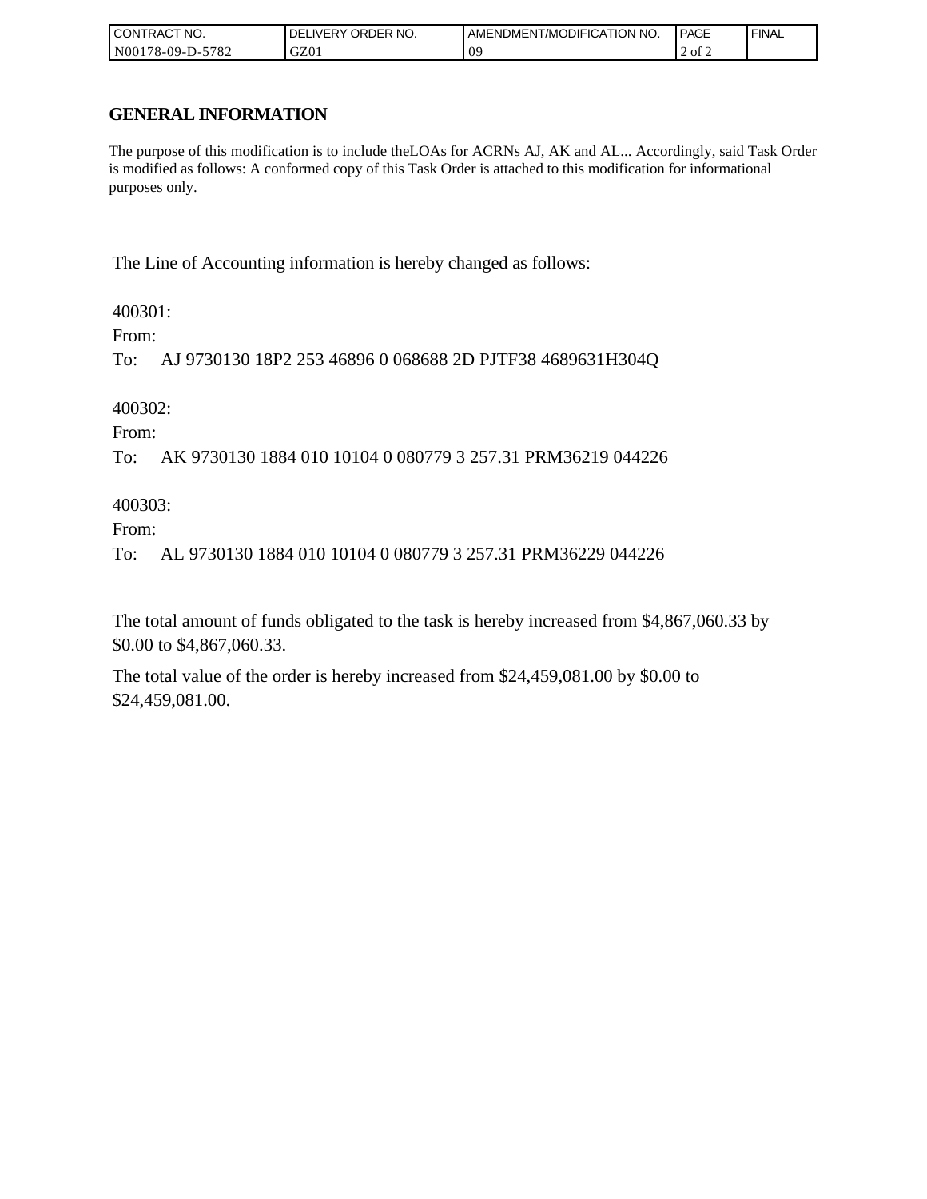| CONTRACT NO. | DELIVERY ORDER NO. | AMENDMENT/MODIFICATION NO. | PAGE | FINAL |
| --- | --- | --- | --- | --- |
| N00178-09-D-5782 | GZ01 | 09 | 2 of 2 | |

## GENERAL INFORMATION

The purpose of this modification is to include theLOAs for ACRNs AJ, AK and AL... Accordingly, said Task Order is modified as follows: A conformed copy of this Task Order is attached to this modification for informational purposes only.

The Line of Accounting information is hereby changed as follows:

400301:

From:

To: AJ 9730130 18P2 253 46896 0 068688 2D PJTF38 4689631H304Q

400302:

From:

To: AK 9730130 1884 010 10104 0 080779 3 257.31 PRM36219 044226

400303:

From:

To: AL 9730130 1884 010 10104 0 080779 3 257.31 PRM36229 044226

The total amount of funds obligated to the task is hereby increased from $4,867,060.33 by $0.00 to $4,867,060.33.

The total value of the order is hereby increased from $24,459,081.00 by $0.00 to $24,459,081.00.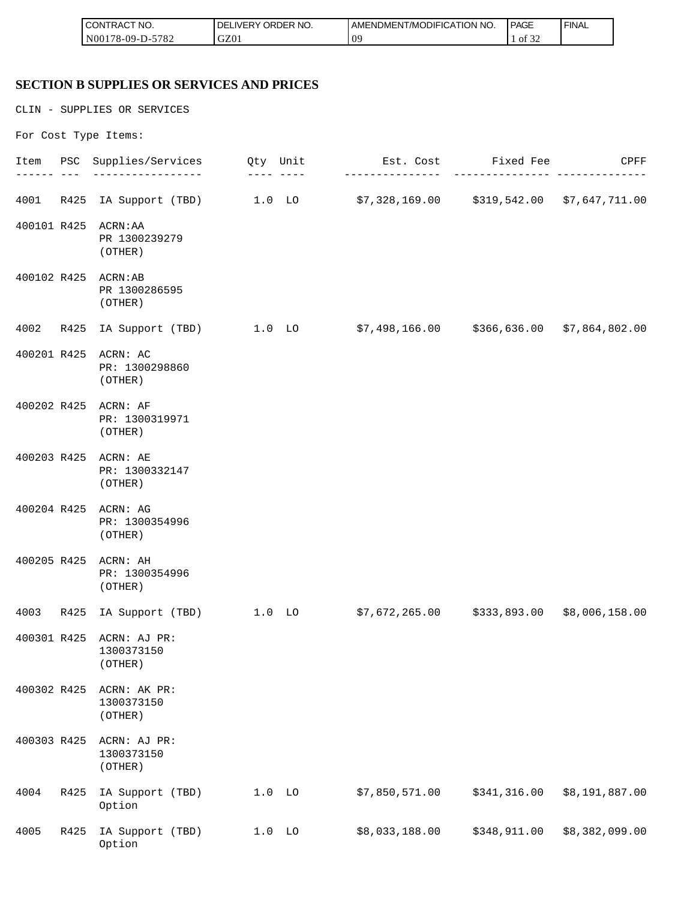## SECTION B SUPPLIES OR SERVICES AND PRICES

CLIN - SUPPLIES OR SERVICES

For Cost Type Items:

| Item | PSC | Supplies/Services | Qty | Unit | Est. Cost | Fixed Fee | CPFF |
|---|---|---|---|---|---|---|---|
| 4001 | R425 | IA Support (TBD) | 1.0 | LO | $7,328,169.00 | $319,542.00 | $7,647,711.00 |
| 400101 | R425 | ACRN:AA PR 1300239279 (OTHER) | | | | | |
| 400102 | R425 | ACRN:AB PR 1300286595 (OTHER) | | | | | |
| 4002 | R425 | IA Support (TBD) | 1.0 | LO | $7,498,166.00 | $366,636.00 | $7,864,802.00 |
| 400201 | R425 | ACRN: AC PR: 1300298860 (OTHER) | | | | | |
| 400202 | R425 | ACRN: AF PR: 1300319971 (OTHER) | | | | | |
| 400203 | R425 | ACRN: AE PR: 1300332147 (OTHER) | | | | | |
| 400204 | R425 | ACRN: AG PR: 1300354996 (OTHER) | | | | | |
| 400205 | R425 | ACRN: AH PR: 1300354996 (OTHER) | | | | | |
| 4003 | R425 | IA Support (TBD) | 1.0 | LO | $7,672,265.00 | $333,893.00 | $8,006,158.00 |
| 400301 | R425 | ACRN: AJ PR: 1300373150 (OTHER) | | | | | |
| 400302 | R425 | ACRN: AK PR: 1300373150 (OTHER) | | | | | |
| 400303 | R425 | ACRN: AJ PR: 1300373150 (OTHER) | | | | | |
| 4004 | R425 | IA Support (TBD) Option | 1.0 | LO | $7,850,571.00 | $341,316.00 | $8,191,887.00 |
| 4005 | R425 | IA Support (TBD) Option | 1.0 | LO | $8,033,188.00 | $348,911.00 | $8,382,099.00 |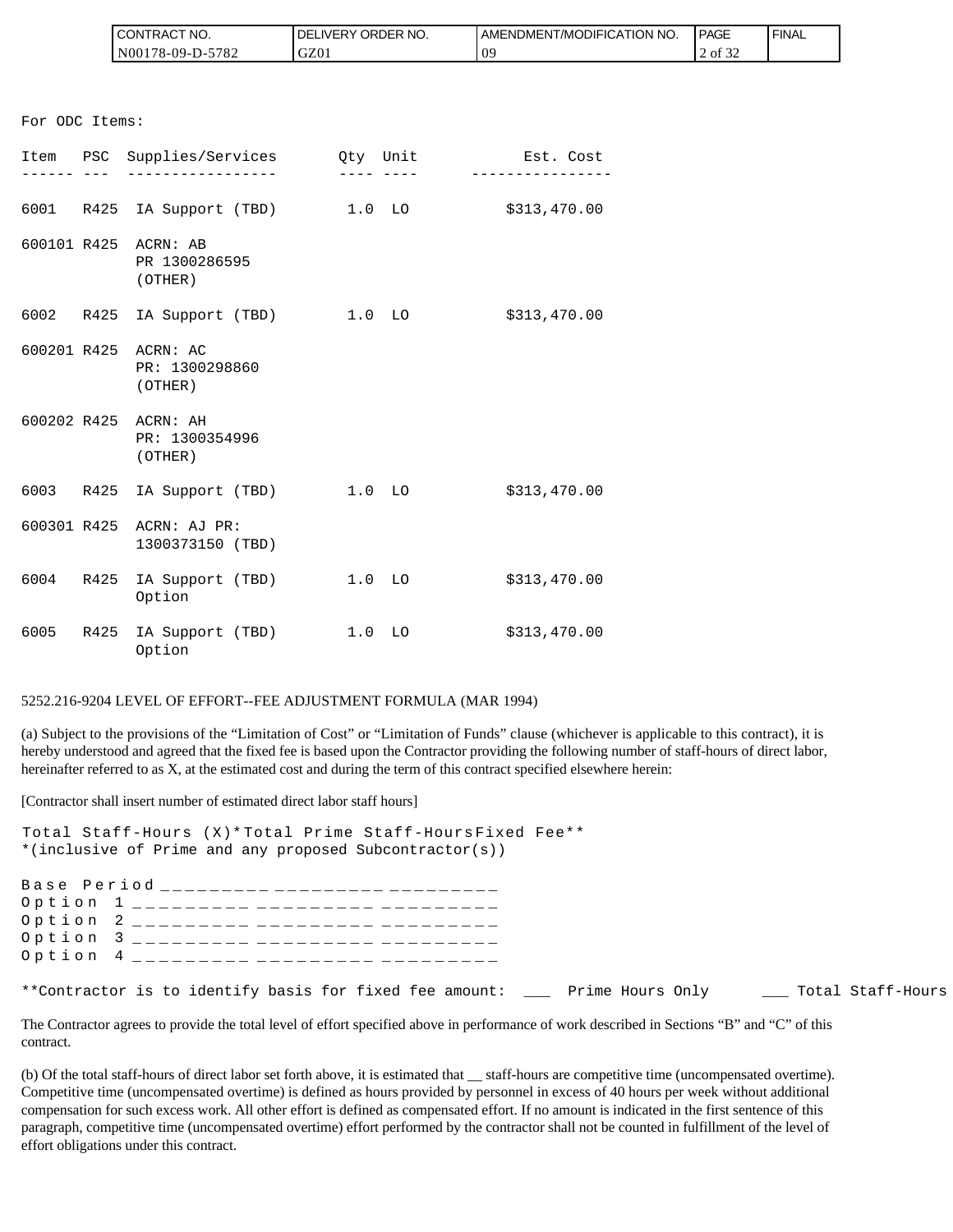For ODC Items:

| Item | PSC | Supplies/Services | Qty | Unit | Est. Cost |
|---|---|---|---|---|---|
| 6001 | R425 | IA Support (TBD) | 1.0 | LO | $313,470.00 |
| 600101 | R425 | ACRN: AB PR 1300286595 (OTHER) | | | |
| 6002 | R425 | IA Support (TBD) | 1.0 | LO | $313,470.00 |
| 600201 | R425 | ACRN: AC PR: 1300298860 (OTHER) | | | |
| 600202 | R425 | ACRN: AH PR: 1300354996 (OTHER) | | | |
| 6003 | R425 | IA Support (TBD) | 1.0 | LO | $313,470.00 |
| 600301 | R425 | ACRN: AJ PR: 1300373150 (TBD) | | | |
| 6004 | R425 | IA Support (TBD) Option | 1.0 | LO | $313,470.00 |
| 6005 | R425 | IA Support (TBD) Option | 1.0 | LO | $313,470.00 |

5252.216-9204 LEVEL OF EFFORT--FEE ADJUSTMENT FORMULA (MAR 1994)

(a) Subject to the provisions of the "Limitation of Cost" or "Limitation of Funds" clause (whichever is applicable to this contract), it is hereby understood and agreed that the fixed fee is based upon the Contractor providing the following number of staff-hours of direct labor, hereinafter referred to as X, at the estimated cost and during the term of this contract specified elsewhere herein:

[Contractor shall insert number of estimated direct labor staff hours]

| | Total Staff-Hours (X)* | Total Prime Staff-Hours | Fixed Fee** |
|---|---|---|---|
| Base Period | _________ | _________ | _________ |
| Option 1 | _________ | _________ | _________ |
| Option 2 | _________ | _________ | _________ |
| Option 3 | _________ | _________ | _________ |
| Option 4 | _________ | _________ | _________ |

*(inclusive of Prime and any proposed Subcontractor(s))

**Contractor is to identify basis for fixed fee amount: ___ Prime Hours Only ___ Total Staff-Hours

The Contractor agrees to provide the total level of effort specified above in performance of work described in Sections "B" and "C" of this contract.

(b) Of the total staff-hours of direct labor set forth above, it is estimated that __ staff-hours are competitive time (uncompensated overtime). Competitive time (uncompensated overtime) is defined as hours provided by personnel in excess of 40 hours per week without additional compensation for such excess work. All other effort is defined as compensated effort. If no amount is indicated in the first sentence of this paragraph, competitive time (uncompensated overtime) effort performed by the contractor shall not be counted in fulfillment of the level of effort obligations under this contract.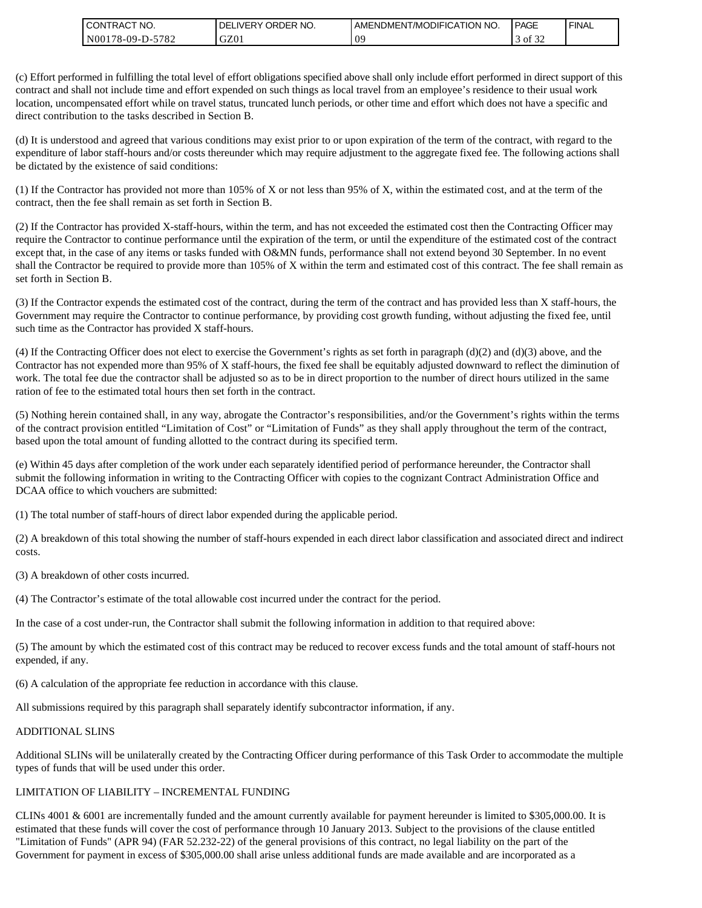(c) Effort performed in fulfilling the total level of effort obligations specified above shall only include effort performed in direct support of this contract and shall not include time and effort expended on such things as local travel from an employee's residence to their usual work location, uncompensated effort while on travel status, truncated lunch periods, or other time and effort which does not have a specific and direct contribution to the tasks described in Section B.

(d) It is understood and agreed that various conditions may exist prior to or upon expiration of the term of the contract, with regard to the expenditure of labor staff-hours and/or costs thereunder which may require adjustment to the aggregate fixed fee. The following actions shall be dictated by the existence of said conditions:

(1) If the Contractor has provided not more than 105% of X or not less than 95% of X, within the estimated cost, and at the term of the contract, then the fee shall remain as set forth in Section B.

(2) If the Contractor has provided X-staff-hours, within the term, and has not exceeded the estimated cost then the Contracting Officer may require the Contractor to continue performance until the expiration of the term, or until the expenditure of the estimated cost of the contract except that, in the case of any items or tasks funded with O&MN funds, performance shall not extend beyond 30 September. In no event shall the Contractor be required to provide more than 105% of X within the term and estimated cost of this contract. The fee shall remain as set forth in Section B.

(3) If the Contractor expends the estimated cost of the contract, during the term of the contract and has provided less than X staff-hours, the Government may require the Contractor to continue performance, by providing cost growth funding, without adjusting the fixed fee, until such time as the Contractor has provided X staff-hours.

(4) If the Contracting Officer does not elect to exercise the Government's rights as set forth in paragraph (d)(2) and (d)(3) above, and the Contractor has not expended more than 95% of X staff-hours, the fixed fee shall be equitably adjusted downward to reflect the diminution of work. The total fee due the contractor shall be adjusted so as to be in direct proportion to the number of direct hours utilized in the same ration of fee to the estimated total hours then set forth in the contract.

(5) Nothing herein contained shall, in any way, abrogate the Contractor's responsibilities, and/or the Government's rights within the terms of the contract provision entitled "Limitation of Cost" or "Limitation of Funds" as they shall apply throughout the term of the contract, based upon the total amount of funding allotted to the contract during its specified term.

(e) Within 45 days after completion of the work under each separately identified period of performance hereunder, the Contractor shall submit the following information in writing to the Contracting Officer with copies to the cognizant Contract Administration Office and DCAA office to which vouchers are submitted:

(1) The total number of staff-hours of direct labor expended during the applicable period.

(2) A breakdown of this total showing the number of staff-hours expended in each direct labor classification and associated direct and indirect costs.

(3) A breakdown of other costs incurred.

(4) The Contractor's estimate of the total allowable cost incurred under the contract for the period.

In the case of a cost under-run, the Contractor shall submit the following information in addition to that required above:

(5) The amount by which the estimated cost of this contract may be reduced to recover excess funds and the total amount of staff-hours not expended, if any.

(6) A calculation of the appropriate fee reduction in accordance with this clause.

All submissions required by this paragraph shall separately identify subcontractor information, if any.

ADDITIONAL SLINS

Additional SLINs will be unilaterally created by the Contracting Officer during performance of this Task Order to accommodate the multiple types of funds that will be used under this order.

LIMITATION OF LIABILITY – INCREMENTAL FUNDING

CLINs 4001 & 6001 are incrementally funded and the amount currently available for payment hereunder is limited to $305,000.00. It is estimated that these funds will cover the cost of performance through 10 January 2013. Subject to the provisions of the clause entitled "Limitation of Funds" (APR 94) (FAR 52.232-22) of the general provisions of this contract, no legal liability on the part of the Government for payment in excess of $305,000.00 shall arise unless additional funds are made available and are incorporated as a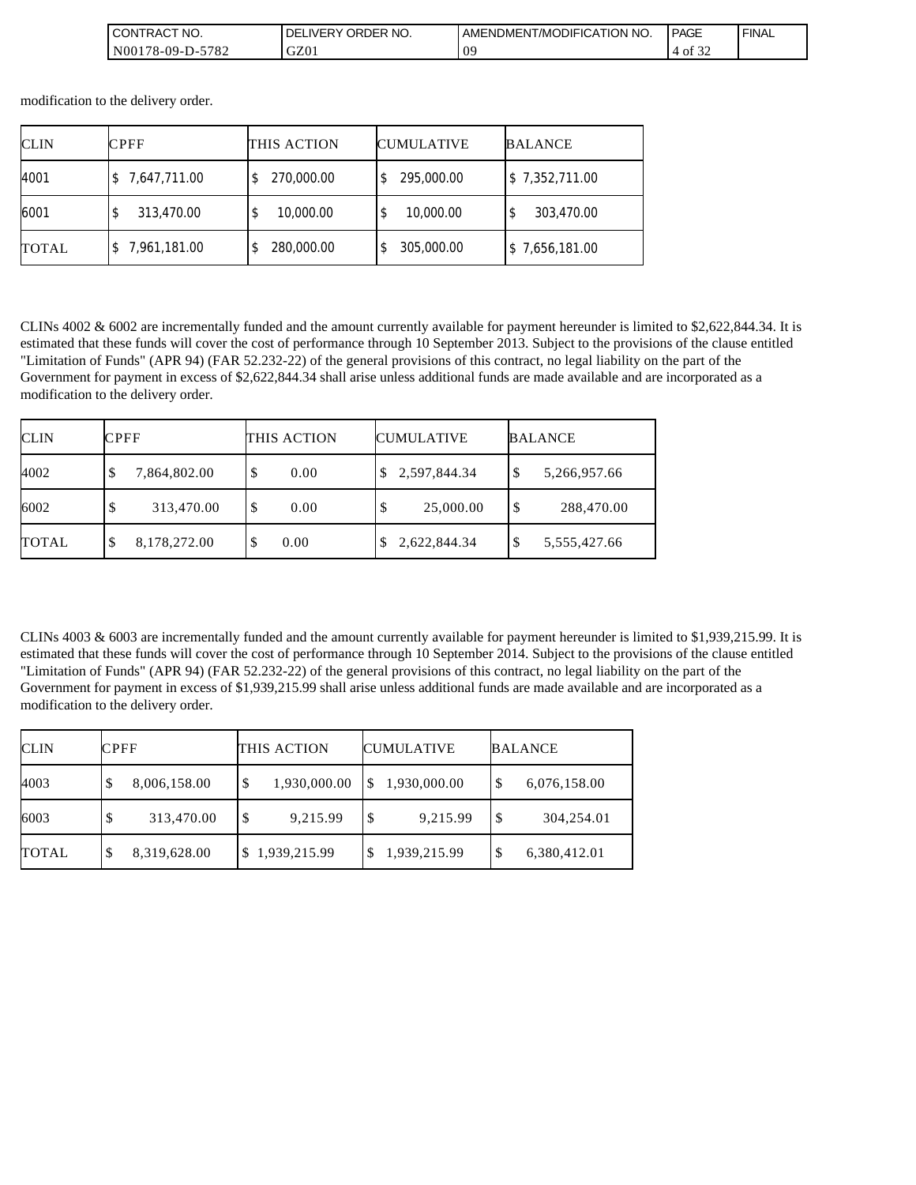modification to the delivery order.

| CLIN | CPFF | THIS ACTION | CUMULATIVE | BALANCE |
|---|---|---|---|---|
| 4001 | $ 7,647,711.00 | $ 270,000.00 | $ 295,000.00 | $ 7,352,711.00 |
| 6001 | $ 313,470.00 | $ 10,000.00 | $ 10,000.00 | $ 303,470.00 |
| TOTAL | $ 7,961,181.00 | $ 280,000.00 | $ 305,000.00 | $ 7,656,181.00 |

CLINs 4002 & 6002 are incrementally funded and the amount currently available for payment hereunder is limited to $2,622,844.34. It is estimated that these funds will cover the cost of performance through 10 September 2013. Subject to the provisions of the clause entitled "Limitation of Funds" (APR 94) (FAR 52.232-22) of the general provisions of this contract, no legal liability on the part of the Government for payment in excess of $2,622,844.34 shall arise unless additional funds are made available and are incorporated as a modification to the delivery order.

| CLIN | CPFF | THIS ACTION | CUMULATIVE | BALANCE |
|---|---|---|---|---|
| 4002 | $ 7,864,802.00 | $ 0.00 | $ 2,597,844.34 | $ 5,266,957.66 |
| 6002 | $ 313,470.00 | $ 0.00 | $ 25,000.00 | $ 288,470.00 |
| TOTAL | $ 8,178,272.00 | $ 0.00 | $ 2,622,844.34 | $ 5,555,427.66 |

CLINs 4003 & 6003 are incrementally funded and the amount currently available for payment hereunder is limited to $1,939,215.99. It is estimated that these funds will cover the cost of performance through 10 September 2014. Subject to the provisions of the clause entitled "Limitation of Funds" (APR 94) (FAR 52.232-22) of the general provisions of this contract, no legal liability on the part of the Government for payment in excess of $1,939,215.99 shall arise unless additional funds are made available and are incorporated as a modification to the delivery order.

| CLIN | CPFF | THIS ACTION | CUMULATIVE | BALANCE |
|---|---|---|---|---|
| 4003 | $ 8,006,158.00 | $ 1,930,000.00 | $ 1,930,000.00 | $ 6,076,158.00 |
| 6003 | $ 313,470.00 | $ 9,215.99 | $ 9,215.99 | $ 304,254.01 |
| TOTAL | $ 8,319,628.00 | $ 1,939,215.99 | $ 1,939,215.99 | $ 6,380,412.01 |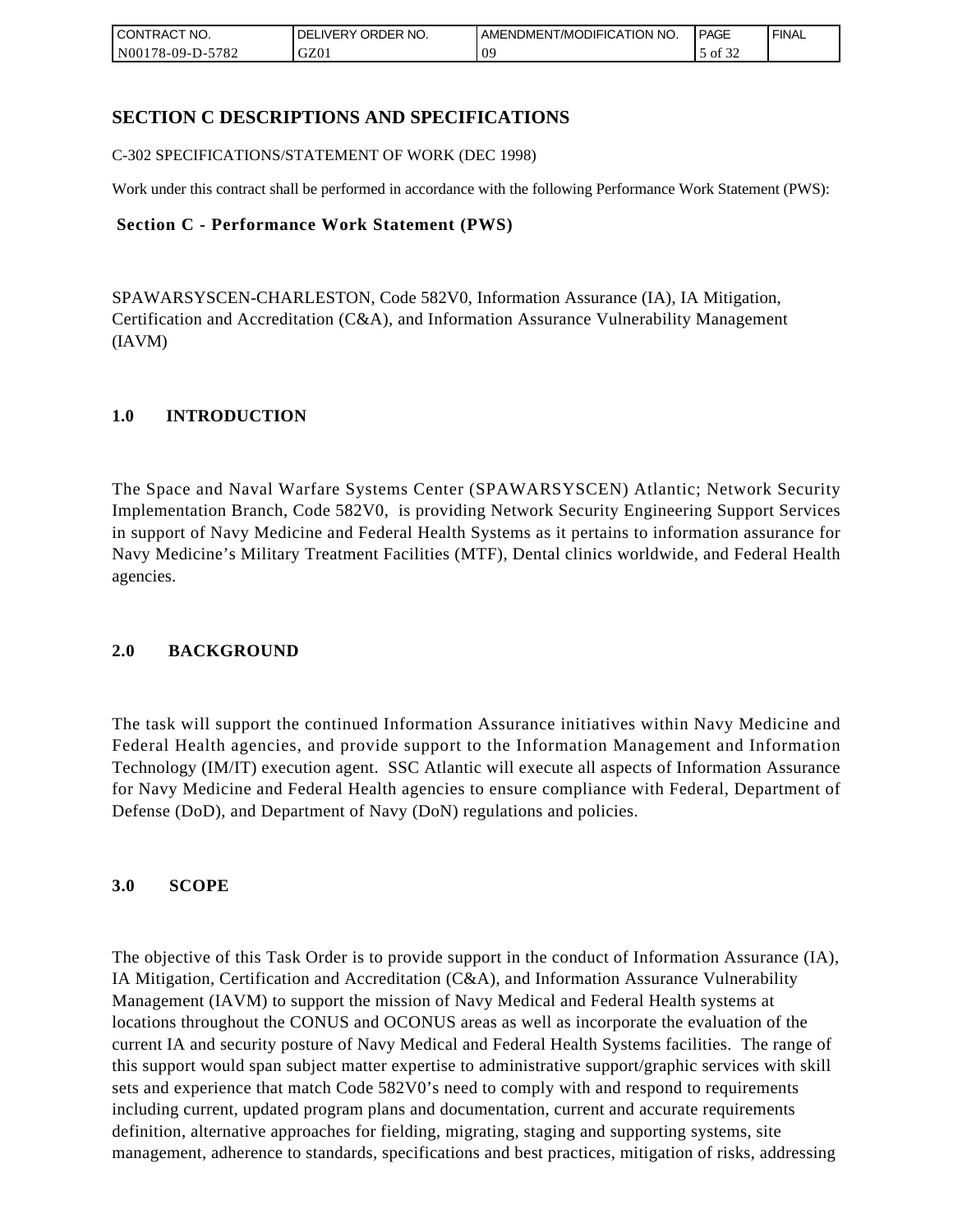## SECTION C DESCRIPTIONS AND SPECIFICATIONS

C-302 SPECIFICATIONS/STATEMENT OF WORK (DEC 1998)

Work under this contract shall be performed in accordance with the following Performance Work Statement (PWS):

**Section C - Performance Work Statement (PWS)**

SPAWARSYSCEN-CHARLESTON, Code 582V0, Information Assurance (IA), IA Mitigation, Certification and Accreditation (C&A), and Information Assurance Vulnerability Management (IAVM)

### 1.0 INTRODUCTION

The Space and Naval Warfare Systems Center (SPAWARSYSCEN) Atlantic; Network Security Implementation Branch, Code 582V0, is providing Network Security Engineering Support Services in support of Navy Medicine and Federal Health Systems as it pertains to information assurance for Navy Medicine's Military Treatment Facilities (MTF), Dental clinics worldwide, and Federal Health agencies.

### 2.0 BACKGROUND

The task will support the continued Information Assurance initiatives within Navy Medicine and Federal Health agencies, and provide support to the Information Management and Information Technology (IM/IT) execution agent. SSC Atlantic will execute all aspects of Information Assurance for Navy Medicine and Federal Health agencies to ensure compliance with Federal, Department of Defense (DoD), and Department of Navy (DoN) regulations and policies.

### 3.0 SCOPE

The objective of this Task Order is to provide support in the conduct of Information Assurance (IA), IA Mitigation, Certification and Accreditation (C&A), and Information Assurance Vulnerability Management (IAVM) to support the mission of Navy Medical and Federal Health systems at locations throughout the CONUS and OCONUS areas as well as incorporate the evaluation of the current IA and security posture of Navy Medical and Federal Health Systems facilities. The range of this support would span subject matter expertise to administrative support/graphic services with skill sets and experience that match Code 582V0's need to comply with and respond to requirements including current, updated program plans and documentation, current and accurate requirements definition, alternative approaches for fielding, migrating, staging and supporting systems, site management, adherence to standards, specifications and best practices, mitigation of risks, addressing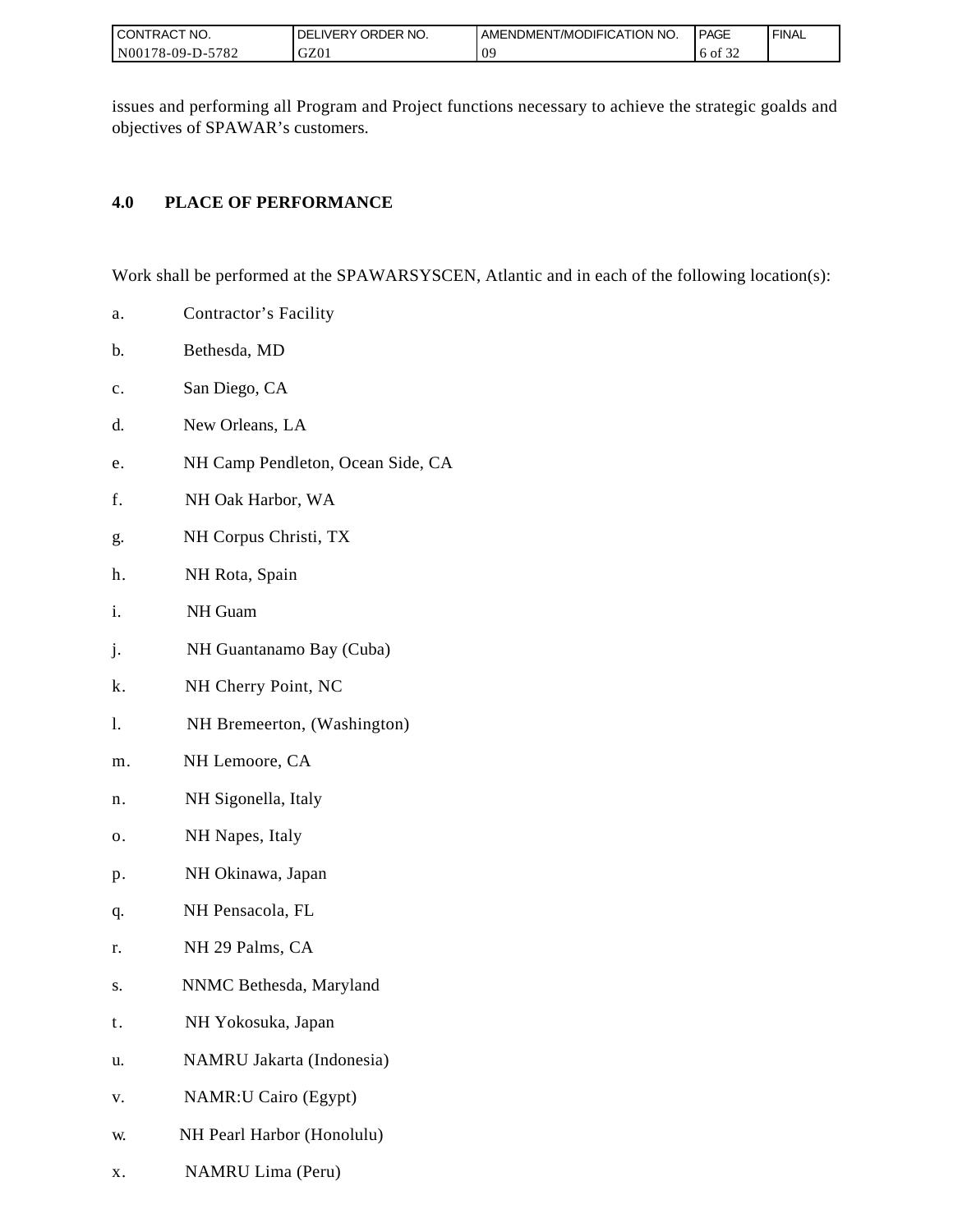issues and performing all Program and Project functions necessary to achieve the strategic goalds and objectives of SPAWAR's customers.

## 4.0 PLACE OF PERFORMANCE

Work shall be performed at the SPAWARSYSCEN, Atlantic and in each of the following location(s):

a. Contractor's Facility

b. Bethesda, MD

c. San Diego, CA

d. New Orleans, LA

e. NH Camp Pendleton, Ocean Side, CA

f. NH Oak Harbor, WA

g. NH Corpus Christi, TX

h. NH Rota, Spain

i. NH Guam

j. NH Guantanamo Bay (Cuba)

k. NH Cherry Point, NC

l. NH Bremeerton, (Washington)

m. NH Lemoore, CA

n. NH Sigonella, Italy

o. NH Napes, Italy

p. NH Okinawa, Japan

q. NH Pensacola, FL

r. NH 29 Palms, CA

s. NNMC Bethesda, Maryland

t. NH Yokosuka, Japan

u. NAMRU Jakarta (Indonesia)

v. NAMR:U Cairo (Egypt)

w. NH Pearl Harbor (Honolulu)

x. NAMRU Lima (Peru)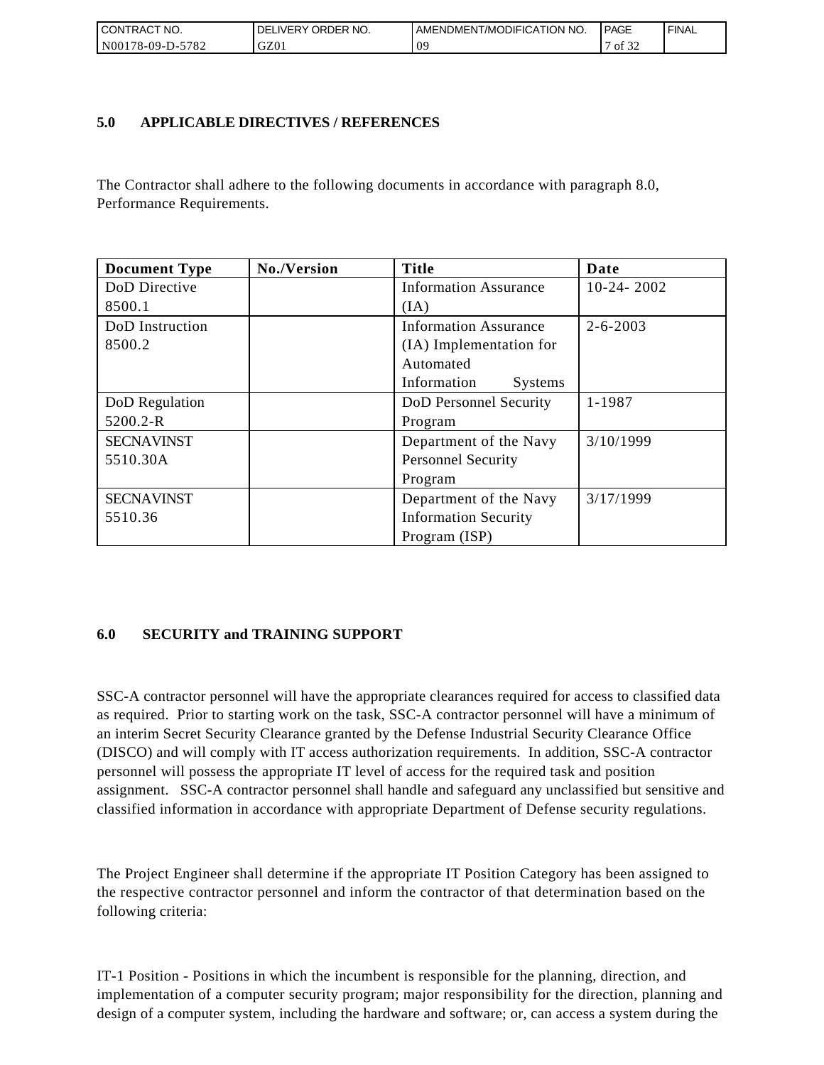## 5.0 APPLICABLE DIRECTIVES / REFERENCES

The Contractor shall adhere to the following documents in accordance with paragraph 8.0, Performance Requirements.

| Document Type | No./Version | Title | Date |
|---|---|---|---|
| DoD Directive 8500.1 | | Information Assurance (IA) | 10-24- 2002 |
| DoD Instruction 8500.2 | | Information Assurance (IA) Implementation for Automated Information Systems | 2-6-2003 |
| DoD Regulation 5200.2-R | | DoD Personnel Security Program | 1-1987 |
| SECNAVINST 5510.30A | | Department of the Navy Personnel Security Program | 3/10/1999 |
| SECNAVINST 5510.36 | | Department of the Navy Information Security Program (ISP) | 3/17/1999 |

## 6.0 SECURITY and TRAINING SUPPORT

SSC-A contractor personnel will have the appropriate clearances required for access to classified data as required. Prior to starting work on the task, SSC-A contractor personnel will have a minimum of an interim Secret Security Clearance granted by the Defense Industrial Security Clearance Office (DISCO) and will comply with IT access authorization requirements. In addition, SSC-A contractor personnel will possess the appropriate IT level of access for the required task and position assignment. SSC-A contractor personnel shall handle and safeguard any unclassified but sensitive and classified information in accordance with appropriate Department of Defense security regulations.

The Project Engineer shall determine if the appropriate IT Position Category has been assigned to the respective contractor personnel and inform the contractor of that determination based on the following criteria:

IT-1 Position - Positions in which the incumbent is responsible for the planning, direction, and implementation of a computer security program; major responsibility for the direction, planning and design of a computer system, including the hardware and software; or, can access a system during the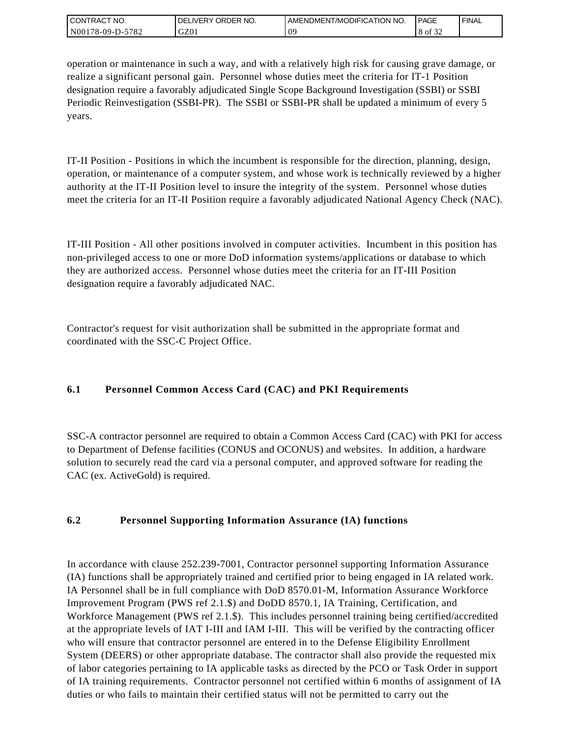operation or maintenance in such a way, and with a relatively high risk for causing grave damage, or realize a significant personal gain. Personnel whose duties meet the criteria for IT-1 Position designation require a favorably adjudicated Single Scope Background Investigation (SSBI) or SSBI Periodic Reinvestigation (SSBI-PR). The SSBI or SSBI-PR shall be updated a minimum of every 5 years.

IT-II Position - Positions in which the incumbent is responsible for the direction, planning, design, operation, or maintenance of a computer system, and whose work is technically reviewed by a higher authority at the IT-II Position level to insure the integrity of the system. Personnel whose duties meet the criteria for an IT-II Position require a favorably adjudicated National Agency Check (NAC).

IT-III Position - All other positions involved in computer activities. Incumbent in this position has non-privileged access to one or more DoD information systems/applications or database to which they are authorized access. Personnel whose duties meet the criteria for an IT-III Position designation require a favorably adjudicated NAC.

Contractor's request for visit authorization shall be submitted in the appropriate format and coordinated with the SSC-C Project Office.

### 6.1 Personnel Common Access Card (CAC) and PKI Requirements

SSC-A contractor personnel are required to obtain a Common Access Card (CAC) with PKI for access to Department of Defense facilities (CONUS and OCONUS) and websites. In addition, a hardware solution to securely read the card via a personal computer, and approved software for reading the CAC (ex. ActiveGold) is required.

### 6.2 Personnel Supporting Information Assurance (IA) functions

In accordance with clause 252.239-7001, Contractor personnel supporting Information Assurance (IA) functions shall be appropriately trained and certified prior to being engaged in IA related work. IA Personnel shall be in full compliance with DoD 8570.01-M, Information Assurance Workforce Improvement Program (PWS ref 2.1.$) and DoDD 8570.1, IA Training, Certification, and Workforce Management (PWS ref 2.1.$). This includes personnel training being certified/accredited at the appropriate levels of IAT I-III and IAM I-III. This will be verified by the contracting officer who will ensure that contractor personnel are entered in to the Defense Eligibility Enrollment System (DEERS) or other appropriate database. The contractor shall also provide the requested mix of labor categories pertaining to IA applicable tasks as directed by the PCO or Task Order in support of IA training requirements. Contractor personnel not certified within 6 months of assignment of IA duties or who fails to maintain their certified status will not be permitted to carry out the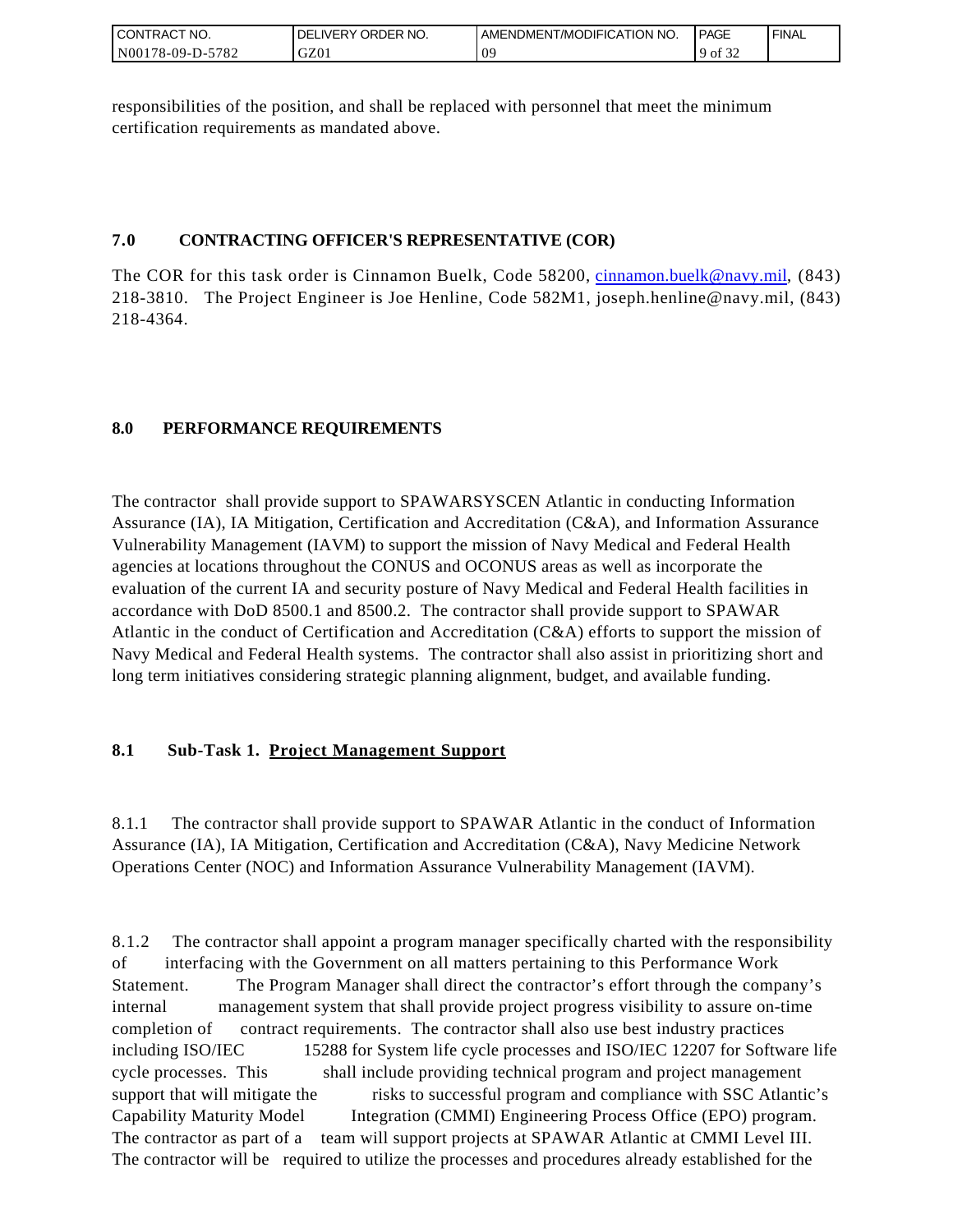responsibilities of the position, and shall be replaced with personnel that meet the minimum certification requirements as mandated above.

## 7.0 CONTRACTING OFFICER'S REPRESENTATIVE (COR)

The COR for this task order is Cinnamon Buelk, Code 58200, cinnamon.buelk@navy.mil, (843) 218-3810. The Project Engineer is Joe Henline, Code 582M1, joseph.henline@navy.mil, (843) 218-4364.

## 8.0 PERFORMANCE REQUIREMENTS

The contractor shall provide support to SPAWARSYSCEN Atlantic in conducting Information Assurance (IA), IA Mitigation, Certification and Accreditation (C&A), and Information Assurance Vulnerability Management (IAVM) to support the mission of Navy Medical and Federal Health agencies at locations throughout the CONUS and OCONUS areas as well as incorporate the evaluation of the current IA and security posture of Navy Medical and Federal Health facilities in accordance with DoD 8500.1 and 8500.2. The contractor shall provide support to SPAWAR Atlantic in the conduct of Certification and Accreditation (C&A) efforts to support the mission of Navy Medical and Federal Health systems. The contractor shall also assist in prioritizing short and long term initiatives considering strategic planning alignment, budget, and available funding.

### 8.1 Sub-Task 1. Project Management Support

8.1.1 The contractor shall provide support to SPAWAR Atlantic in the conduct of Information Assurance (IA), IA Mitigation, Certification and Accreditation (C&A), Navy Medicine Network Operations Center (NOC) and Information Assurance Vulnerability Management (IAVM).

8.1.2 The contractor shall appoint a program manager specifically charted with the responsibility of interfacing with the Government on all matters pertaining to this Performance Work Statement. The Program Manager shall direct the contractor's effort through the company's internal management system that shall provide project progress visibility to assure on-time completion of contract requirements. The contractor shall also use best industry practices including ISO/IEC 15288 for System life cycle processes and ISO/IEC 12207 for Software life cycle processes. This shall include providing technical program and project management support that will mitigate the risks to successful program and compliance with SSC Atlantic's Capability Maturity Model Integration (CMMI) Engineering Process Office (EPO) program. The contractor as part of a team will support projects at SPAWAR Atlantic at CMMI Level III. The contractor will be required to utilize the processes and procedures already established for the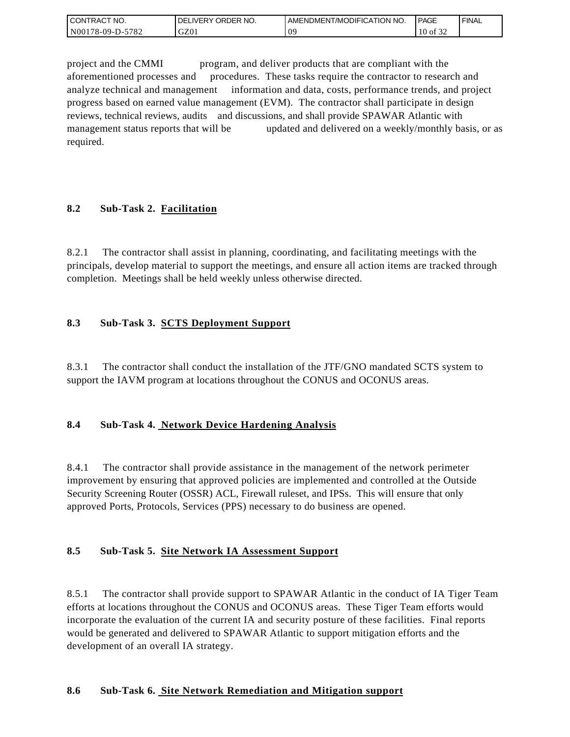project and the CMMI program, and deliver products that are compliant with the aforementioned processes and procedures. These tasks require the contractor to research and analyze technical and management information and data, costs, performance trends, and project progress based on earned value management (EVM). The contractor shall participate in design reviews, technical reviews, audits and discussions, and shall provide SPAWAR Atlantic with management status reports that will be updated and delivered on a weekly/monthly basis, or as required.

### 8.2 Sub-Task 2. Facilitation

8.2.1 The contractor shall assist in planning, coordinating, and facilitating meetings with the principals, develop material to support the meetings, and ensure all action items are tracked through completion. Meetings shall be held weekly unless otherwise directed.

### 8.3 Sub-Task 3. SCTS Deployment Support

8.3.1 The contractor shall conduct the installation of the JTF/GNO mandated SCTS system to support the IAVM program at locations throughout the CONUS and OCONUS areas.

### 8.4 Sub-Task 4. Network Device Hardening Analysis

8.4.1 The contractor shall provide assistance in the management of the network perimeter improvement by ensuring that approved policies are implemented and controlled at the Outside Security Screening Router (OSSR) ACL, Firewall ruleset, and IPSs. This will ensure that only approved Ports, Protocols, Services (PPS) necessary to do business are opened.

### 8.5 Sub-Task 5. Site Network IA Assessment Support

8.5.1 The contractor shall provide support to SPAWAR Atlantic in the conduct of IA Tiger Team efforts at locations throughout the CONUS and OCONUS areas. These Tiger Team efforts would incorporate the evaluation of the current IA and security posture of these facilities. Final reports would be generated and delivered to SPAWAR Atlantic to support mitigation efforts and the development of an overall IA strategy.

### 8.6 Sub-Task 6. Site Network Remediation and Mitigation support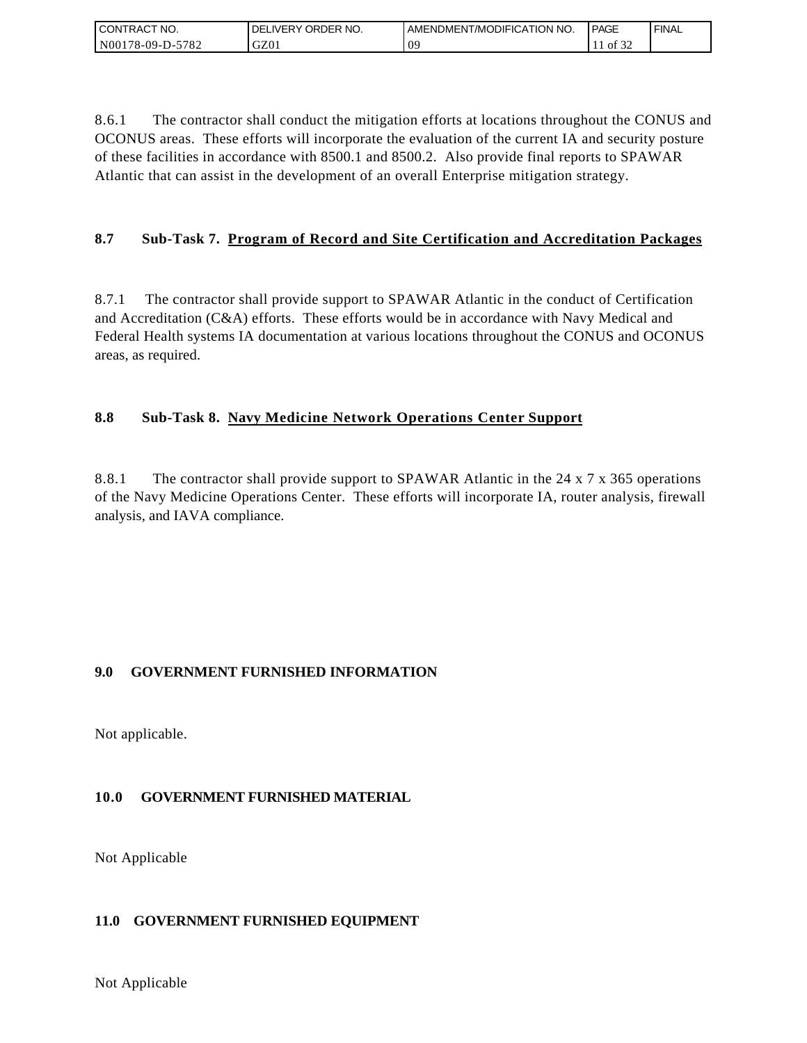8.6.1 The contractor shall conduct the mitigation efforts at locations throughout the CONUS and OCONUS areas. These efforts will incorporate the evaluation of the current IA and security posture of these facilities in accordance with 8500.1 and 8500.2. Also provide final reports to SPAWAR Atlantic that can assist in the development of an overall Enterprise mitigation strategy.

### 8.7 Sub-Task 7. Program of Record and Site Certification and Accreditation Packages

8.7.1 The contractor shall provide support to SPAWAR Atlantic in the conduct of Certification and Accreditation (C&A) efforts. These efforts would be in accordance with Navy Medical and Federal Health systems IA documentation at various locations throughout the CONUS and OCONUS areas, as required.

### 8.8 Sub-Task 8. Navy Medicine Network Operations Center Support

8.8.1 The contractor shall provide support to SPAWAR Atlantic in the 24 x 7 x 365 operations of the Navy Medicine Operations Center. These efforts will incorporate IA, router analysis, firewall analysis, and IAVA compliance.

## 9.0 GOVERNMENT FURNISHED INFORMATION

Not applicable.

## 10.0 GOVERNMENT FURNISHED MATERIAL

Not Applicable

## 11.0 GOVERNMENT FURNISHED EQUIPMENT

Not Applicable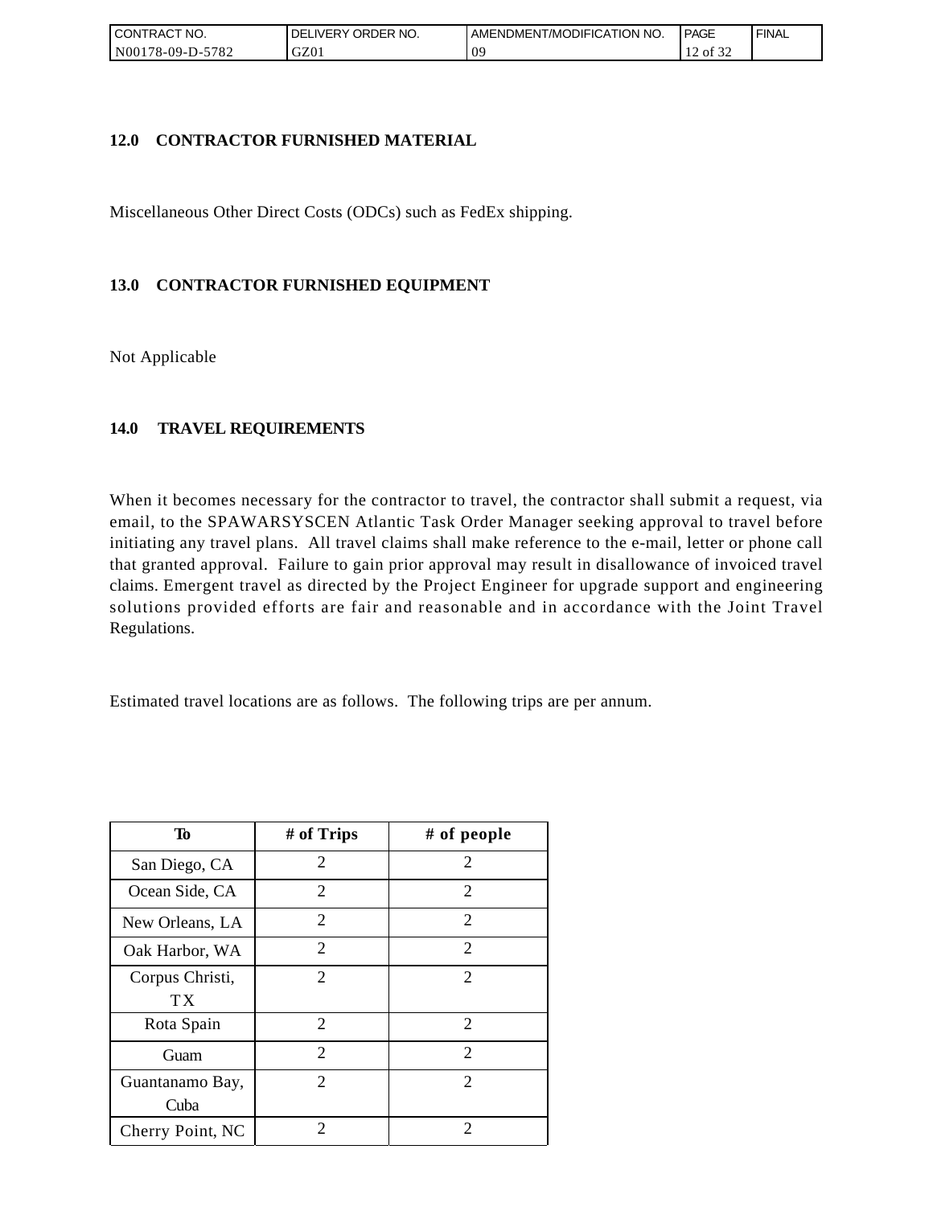## 12.0 CONTRACTOR FURNISHED MATERIAL

Miscellaneous Other Direct Costs (ODCs) such as FedEx shipping.

## 13.0 CONTRACTOR FURNISHED EQUIPMENT

Not Applicable

## 14.0 TRAVEL REQUIREMENTS

When it becomes necessary for the contractor to travel, the contractor shall submit a request, via email, to the SPAWARSYSCEN Atlantic Task Order Manager seeking approval to travel before initiating any travel plans. All travel claims shall make reference to the e-mail, letter or phone call that granted approval. Failure to gain prior approval may result in disallowance of invoiced travel claims. Emergent travel as directed by the Project Engineer for upgrade support and engineering solutions provided efforts are fair and reasonable and in accordance with the Joint Travel Regulations.

Estimated travel locations are as follows. The following trips are per annum.

| To | # of Trips | # of people |
|---|---|---|
| San Diego, CA | 2 | 2 |
| Ocean Side, CA | 2 | 2 |
| New Orleans, LA | 2 | 2 |
| Oak Harbor, WA | 2 | 2 |
| Corpus Christi, TX | 2 | 2 |
| Rota Spain | 2 | 2 |
| Guam | 2 | 2 |
| Guantanamo Bay, Cuba | 2 | 2 |
| Cherry Point, NC | 2 | 2 |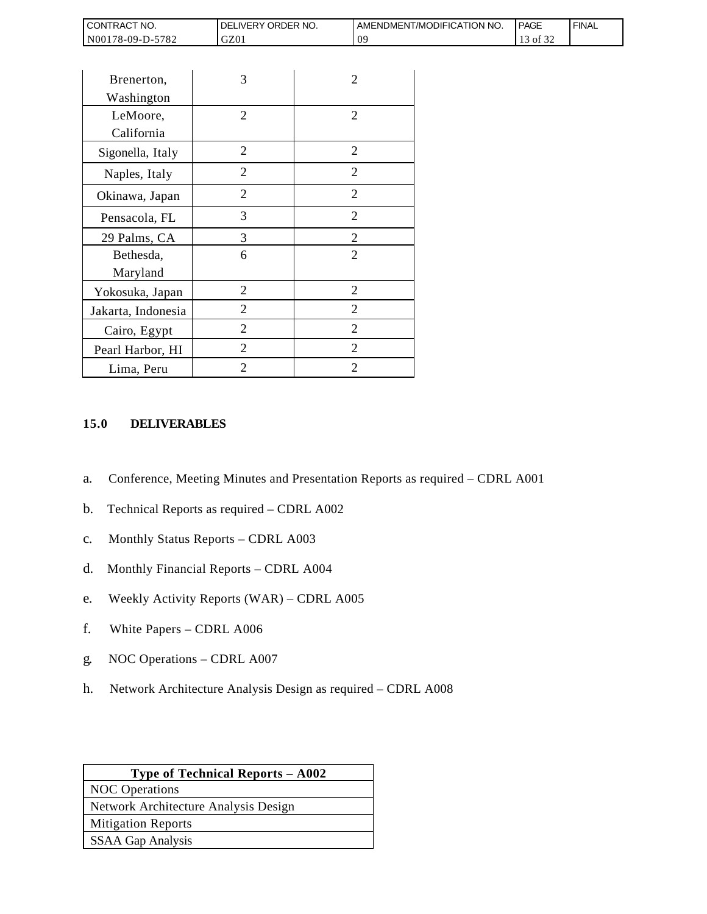| Brenerton, Washington | 3 | 2 |
|---|---|---|
| LeMoore, California | 2 | 2 |
| Sigonella, Italy | 2 | 2 |
| Naples, Italy | 2 | 2 |
| Okinawa, Japan | 2 | 2 |
| Pensacola, FL | 3 | 2 |
| 29 Palms, CA | 3 | 2 |
| Bethesda, Maryland | 6 | 2 |
| Yokosuka, Japan | 2 | 2 |
| Jakarta, Indonesia | 2 | 2 |
| Cairo, Egypt | 2 | 2 |
| Pearl Harbor, HI | 2 | 2 |
| Lima, Peru | 2 | 2 |

## 15.0 DELIVERABLES

a. Conference, Meeting Minutes and Presentation Reports as required – CDRL A001

b. Technical Reports as required – CDRL A002

c. Monthly Status Reports – CDRL A003

d. Monthly Financial Reports – CDRL A004

e. Weekly Activity Reports (WAR) – CDRL A005

f. White Papers – CDRL A006

g. NOC Operations – CDRL A007

h. Network Architecture Analysis Design as required – CDRL A008

| Type of Technical Reports – A002 |
|---|
| NOC Operations |
| Network Architecture Analysis Design |
| Mitigation Reports |
| SSAA Gap Analysis |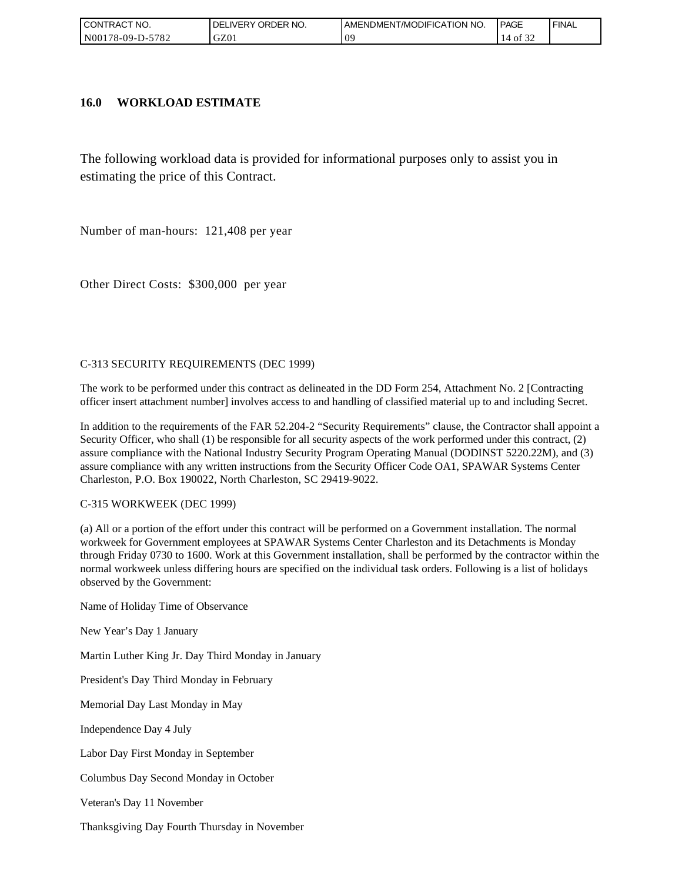## 16.0 WORKLOAD ESTIMATE

The following workload data is provided for informational purposes only to assist you in estimating the price of this Contract.

Number of man-hours: 121,408 per year

Other Direct Costs: $300,000 per year

C-313 SECURITY REQUIREMENTS (DEC 1999)

The work to be performed under this contract as delineated in the DD Form 254, Attachment No. 2 [Contracting officer insert attachment number] involves access to and handling of classified material up to and including Secret.

In addition to the requirements of the FAR 52.204-2 "Security Requirements" clause, the Contractor shall appoint a Security Officer, who shall (1) be responsible for all security aspects of the work performed under this contract, (2) assure compliance with the National Industry Security Program Operating Manual (DODINST 5220.22M), and (3) assure compliance with any written instructions from the Security Officer Code OA1, SPAWAR Systems Center Charleston, P.O. Box 190022, North Charleston, SC 29419-9022.

C-315 WORKWEEK (DEC 1999)

(a) All or a portion of the effort under this contract will be performed on a Government installation. The normal workweek for Government employees at SPAWAR Systems Center Charleston and its Detachments is Monday through Friday 0730 to 1600. Work at this Government installation, shall be performed by the contractor within the normal workweek unless differing hours are specified on the individual task orders. Following is a list of holidays observed by the Government:

Name of Holiday Time of Observance

New Year's Day 1 January

Martin Luther King Jr. Day Third Monday in January

President's Day Third Monday in February

Memorial Day Last Monday in May

Independence Day 4 July

Labor Day First Monday in September

Columbus Day Second Monday in October

Veteran's Day 11 November

Thanksgiving Day Fourth Thursday in November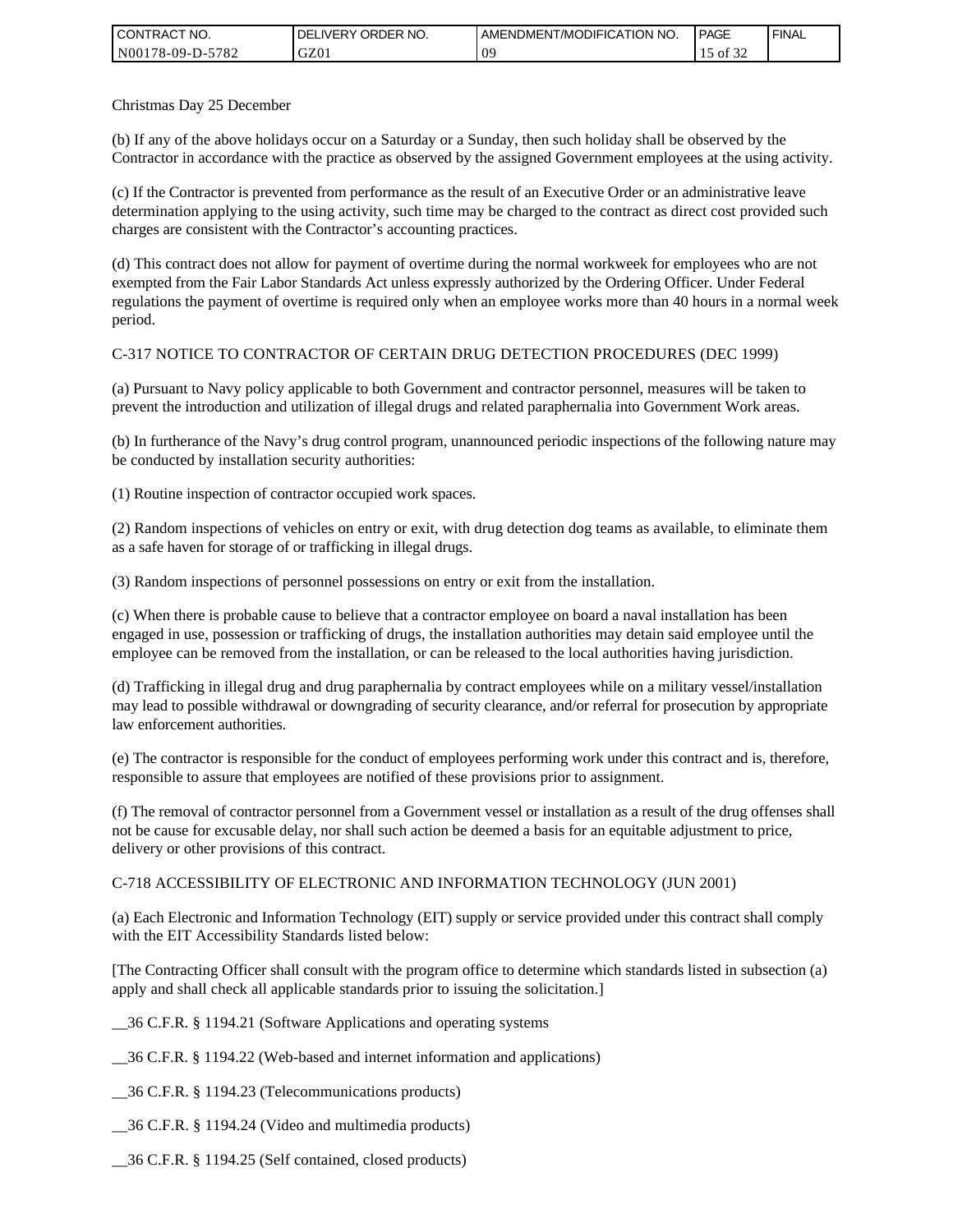Christmas Day 25 December

(b) If any of the above holidays occur on a Saturday or a Sunday, then such holiday shall be observed by the Contractor in accordance with the practice as observed by the assigned Government employees at the using activity.

(c) If the Contractor is prevented from performance as the result of an Executive Order or an administrative leave determination applying to the using activity, such time may be charged to the contract as direct cost provided such charges are consistent with the Contractor's accounting practices.

(d) This contract does not allow for payment of overtime during the normal workweek for employees who are not exempted from the Fair Labor Standards Act unless expressly authorized by the Ordering Officer. Under Federal regulations the payment of overtime is required only when an employee works more than 40 hours in a normal week period.

C-317 NOTICE TO CONTRACTOR OF CERTAIN DRUG DETECTION PROCEDURES (DEC 1999)

(a) Pursuant to Navy policy applicable to both Government and contractor personnel, measures will be taken to prevent the introduction and utilization of illegal drugs and related paraphernalia into Government Work areas.

(b) In furtherance of the Navy's drug control program, unannounced periodic inspections of the following nature may be conducted by installation security authorities:

(1) Routine inspection of contractor occupied work spaces.

(2) Random inspections of vehicles on entry or exit, with drug detection dog teams as available, to eliminate them as a safe haven for storage of or trafficking in illegal drugs.

(3) Random inspections of personnel possessions on entry or exit from the installation.

(c) When there is probable cause to believe that a contractor employee on board a naval installation has been engaged in use, possession or trafficking of drugs, the installation authorities may detain said employee until the employee can be removed from the installation, or can be released to the local authorities having jurisdiction.

(d) Trafficking in illegal drug and drug paraphernalia by contract employees while on a military vessel/installation may lead to possible withdrawal or downgrading of security clearance, and/or referral for prosecution by appropriate law enforcement authorities.

(e) The contractor is responsible for the conduct of employees performing work under this contract and is, therefore, responsible to assure that employees are notified of these provisions prior to assignment.

(f) The removal of contractor personnel from a Government vessel or installation as a result of the drug offenses shall not be cause for excusable delay, nor shall such action be deemed a basis for an equitable adjustment to price, delivery or other provisions of this contract.

C-718 ACCESSIBILITY OF ELECTRONIC AND INFORMATION TECHNOLOGY (JUN 2001)

(a) Each Electronic and Information Technology (EIT) supply or service provided under this contract shall comply with the EIT Accessibility Standards listed below:

[The Contracting Officer shall consult with the program office to determine which standards listed in subsection (a) apply and shall check all applicable standards prior to issuing the solicitation.]

__36 C.F.R. § 1194.21 (Software Applications and operating systems

__36 C.F.R. § 1194.22 (Web-based and internet information and applications)

__36 C.F.R. § 1194.23 (Telecommunications products)

__36 C.F.R. § 1194.24 (Video and multimedia products)

__36 C.F.R. § 1194.25 (Self contained, closed products)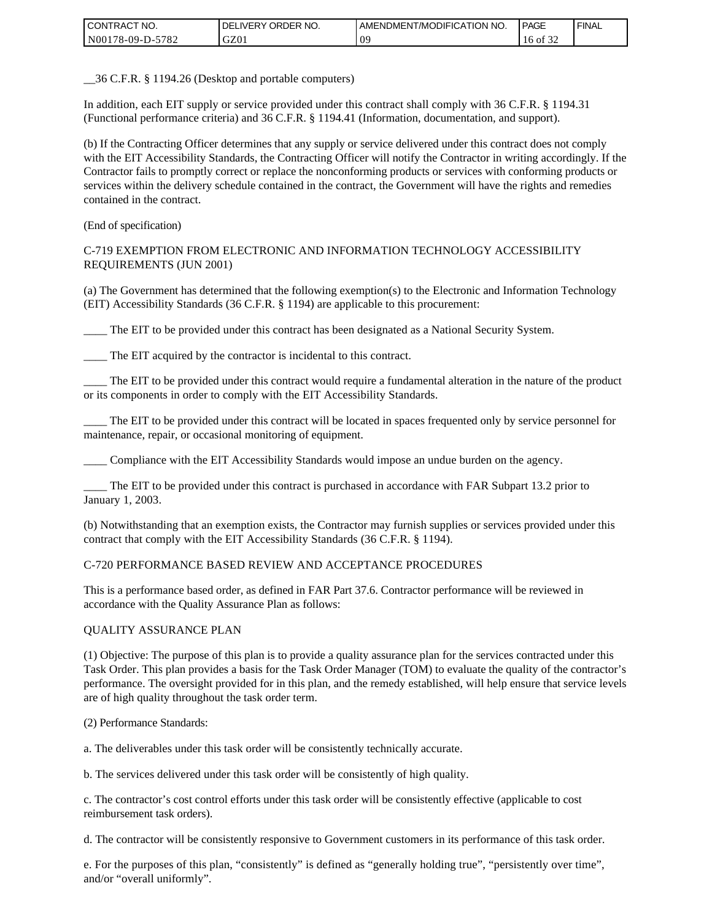__36 C.F.R. § 1194.26 (Desktop and portable computers)

In addition, each EIT supply or service provided under this contract shall comply with 36 C.F.R. § 1194.31 (Functional performance criteria) and 36 C.F.R. § 1194.41 (Information, documentation, and support).

(b) If the Contracting Officer determines that any supply or service delivered under this contract does not comply with the EIT Accessibility Standards, the Contracting Officer will notify the Contractor in writing accordingly. If the Contractor fails to promptly correct or replace the nonconforming products or services with conforming products or services within the delivery schedule contained in the contract, the Government will have the rights and remedies contained in the contract.

(End of specification)

C-719 EXEMPTION FROM ELECTRONIC AND INFORMATION TECHNOLOGY ACCESSIBILITY REQUIREMENTS (JUN 2001)

(a) The Government has determined that the following exemption(s) to the Electronic and Information Technology (EIT) Accessibility Standards (36 C.F.R. § 1194) are applicable to this procurement:

____ The EIT to be provided under this contract has been designated as a National Security System.

____ The EIT acquired by the contractor is incidental to this contract.

____ The EIT to be provided under this contract would require a fundamental alteration in the nature of the product or its components in order to comply with the EIT Accessibility Standards.

____ The EIT to be provided under this contract will be located in spaces frequented only by service personnel for maintenance, repair, or occasional monitoring of equipment.

____ Compliance with the EIT Accessibility Standards would impose an undue burden on the agency.

____ The EIT to be provided under this contract is purchased in accordance with FAR Subpart 13.2 prior to January 1, 2003.

(b) Notwithstanding that an exemption exists, the Contractor may furnish supplies or services provided under this contract that comply with the EIT Accessibility Standards (36 C.F.R. § 1194).

C-720 PERFORMANCE BASED REVIEW AND ACCEPTANCE PROCEDURES

This is a performance based order, as defined in FAR Part 37.6. Contractor performance will be reviewed in accordance with the Quality Assurance Plan as follows:

QUALITY ASSURANCE PLAN

(1) Objective: The purpose of this plan is to provide a quality assurance plan for the services contracted under this Task Order. This plan provides a basis for the Task Order Manager (TOM) to evaluate the quality of the contractor's performance. The oversight provided for in this plan, and the remedy established, will help ensure that service levels are of high quality throughout the task order term.

(2) Performance Standards:

a. The deliverables under this task order will be consistently technically accurate.

b. The services delivered under this task order will be consistently of high quality.

c. The contractor's cost control efforts under this task order will be consistently effective (applicable to cost reimbursement task orders).

d. The contractor will be consistently responsive to Government customers in its performance of this task order.

e. For the purposes of this plan, "consistently" is defined as "generally holding true", "persistently over time", and/or "overall uniformly".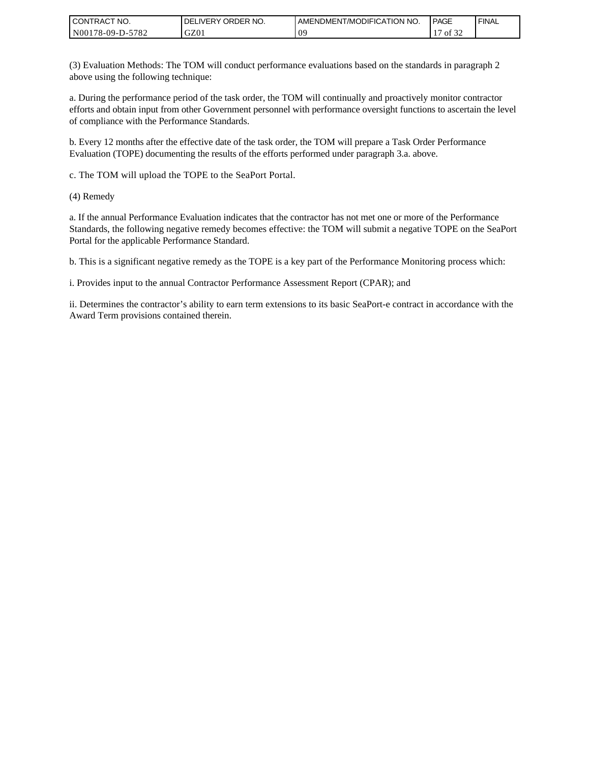(3) Evaluation Methods: The TOM will conduct performance evaluations based on the standards in paragraph 2 above using the following technique:

a. During the performance period of the task order, the TOM will continually and proactively monitor contractor efforts and obtain input from other Government personnel with performance oversight functions to ascertain the level of compliance with the Performance Standards.

b. Every 12 months after the effective date of the task order, the TOM will prepare a Task Order Performance Evaluation (TOPE) documenting the results of the efforts performed under paragraph 3.a. above.

c. The TOM will upload the TOPE to the SeaPort Portal.

(4) Remedy

a. If the annual Performance Evaluation indicates that the contractor has not met one or more of the Performance Standards, the following negative remedy becomes effective: the TOM will submit a negative TOPE on the SeaPort Portal for the applicable Performance Standard.

b. This is a significant negative remedy as the TOPE is a key part of the Performance Monitoring process which:

i. Provides input to the annual Contractor Performance Assessment Report (CPAR); and

ii. Determines the contractor's ability to earn term extensions to its basic SeaPort-e contract in accordance with the Award Term provisions contained therein.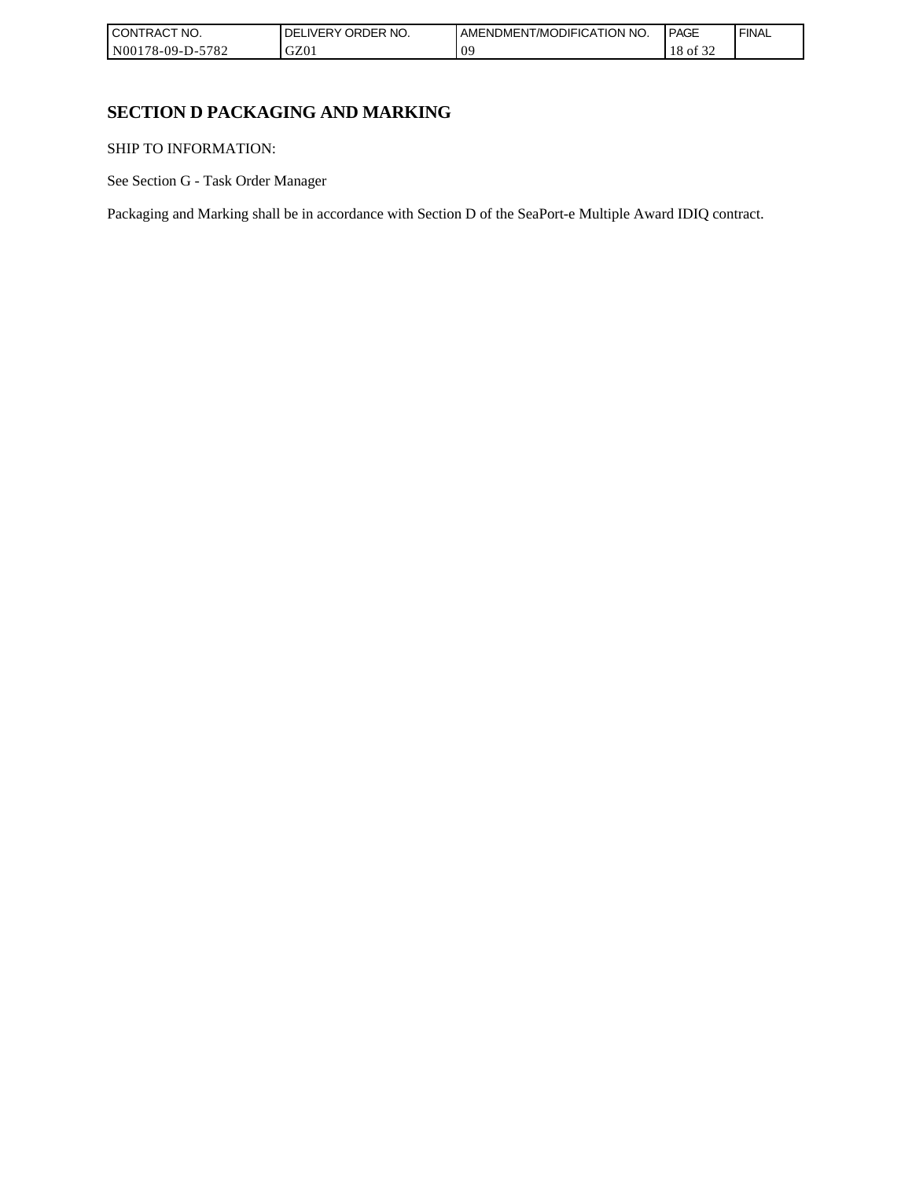# SECTION D PACKAGING AND MARKING

SHIP TO INFORMATION:

See Section G - Task Order Manager

Packaging and Marking shall be in accordance with Section D of the SeaPort-e Multiple Award IDIQ contract.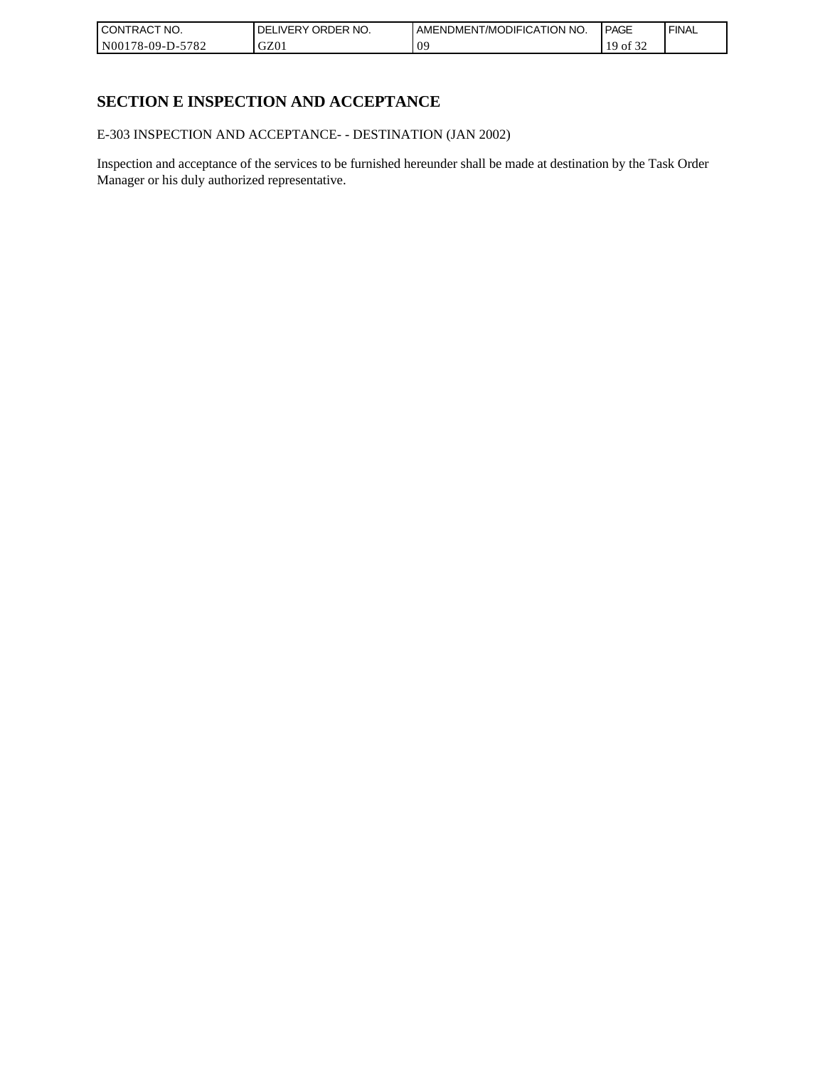# SECTION E INSPECTION AND ACCEPTANCE

E-303 INSPECTION AND ACCEPTANCE- - DESTINATION (JAN 2002)

Inspection and acceptance of the services to be furnished hereunder shall be made at destination by the Task Order Manager or his duly authorized representative.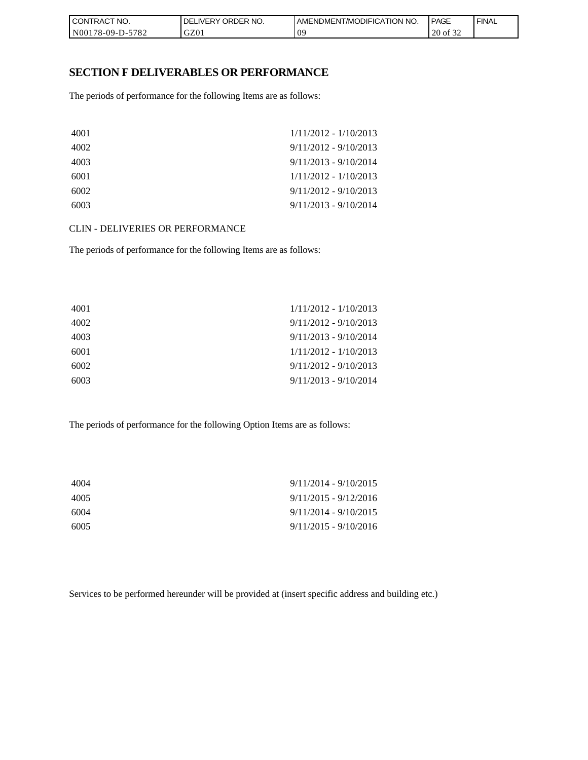# SECTION F DELIVERABLES OR PERFORMANCE

The periods of performance for the following Items are as follows:

| | |
|---|---|
| 4001 | 1/11/2012 - 1/10/2013 |
| 4002 | 9/11/2012 - 9/10/2013 |
| 4003 | 9/11/2013 - 9/10/2014 |
| 6001 | 1/11/2012 - 1/10/2013 |
| 6002 | 9/11/2012 - 9/10/2013 |
| 6003 | 9/11/2013 - 9/10/2014 |

CLIN - DELIVERIES OR PERFORMANCE

The periods of performance for the following Items are as follows:

| | |
|---|---|
| 4001 | 1/11/2012 - 1/10/2013 |
| 4002 | 9/11/2012 - 9/10/2013 |
| 4003 | 9/11/2013 - 9/10/2014 |
| 6001 | 1/11/2012 - 1/10/2013 |
| 6002 | 9/11/2012 - 9/10/2013 |
| 6003 | 9/11/2013 - 9/10/2014 |

The periods of performance for the following Option Items are as follows:

| | |
|---|---|
| 4004 | 9/11/2014 - 9/10/2015 |
| 4005 | 9/11/2015 - 9/12/2016 |
| 6004 | 9/11/2014 - 9/10/2015 |
| 6005 | 9/11/2015 - 9/10/2016 |

Services to be performed hereunder will be provided at (insert specific address and building etc.)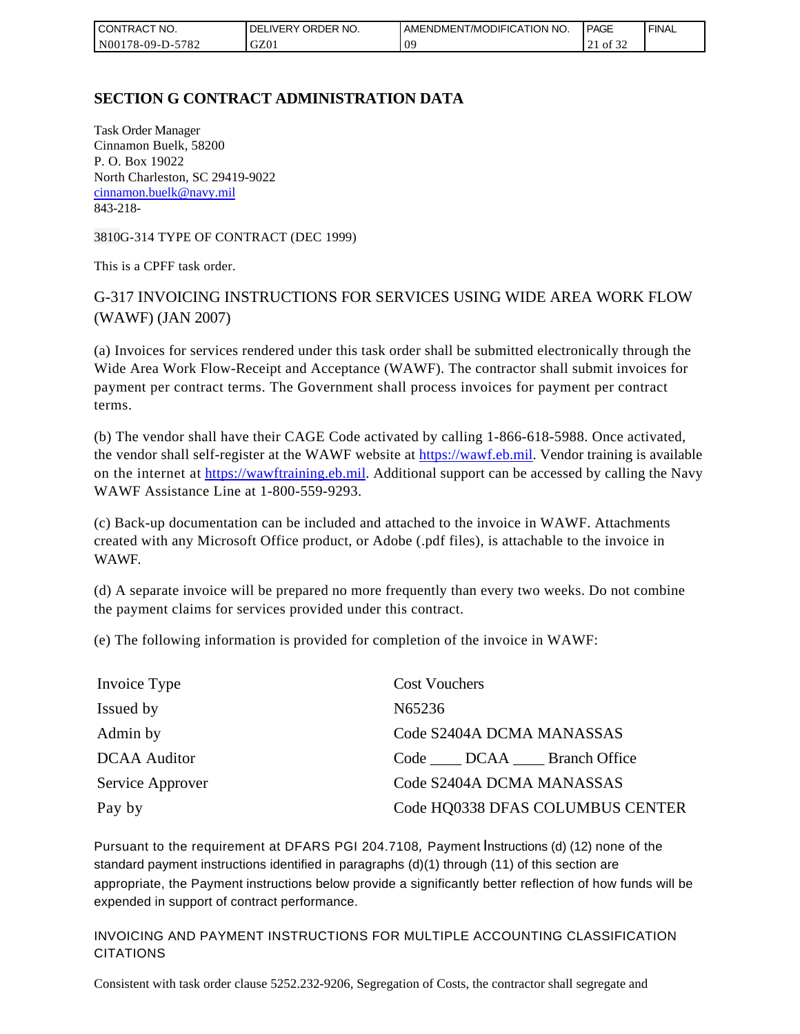## SECTION G CONTRACT ADMINISTRATION DATA

Task Order Manager
Cinnamon Buelk, 58200
P. O. Box 19022
North Charleston, SC 29419-9022
cinnamon.buelk@navy.mil
843-218-

3810G-314 TYPE OF CONTRACT (DEC 1999)

This is a CPFF task order.

G-317 INVOICING INSTRUCTIONS FOR SERVICES USING WIDE AREA WORK FLOW (WAWF) (JAN 2007)

(a) Invoices for services rendered under this task order shall be submitted electronically through the Wide Area Work Flow-Receipt and Acceptance (WAWF). The contractor shall submit invoices for payment per contract terms. The Government shall process invoices for payment per contract terms.

(b) The vendor shall have their CAGE Code activated by calling 1-866-618-5988. Once activated, the vendor shall self-register at the WAWF website at https://wawf.eb.mil. Vendor training is available on the internet at https://wawftraining.eb.mil. Additional support can be accessed by calling the Navy WAWF Assistance Line at 1-800-559-9293.

(c) Back-up documentation can be included and attached to the invoice in WAWF. Attachments created with any Microsoft Office product, or Adobe (.pdf files), is attachable to the invoice in WAWF.

(d) A separate invoice will be prepared no more frequently than every two weeks. Do not combine the payment claims for services provided under this contract.

(e) The following information is provided for completion of the invoice in WAWF:

| | |
|---|---|
| Invoice Type | Cost Vouchers |
| Issued by | N65236 |
| Admin by | Code S2404A DCMA MANASSAS |
| DCAA Auditor | Code ____ DCAA ____ Branch Office |
| Service Approver | Code S2404A DCMA MANASSAS |
| Pay by | Code HQ0338 DFAS COLUMBUS CENTER |

Pursuant to the requirement at DFARS PGI 204.7108, Payment Instructions (d) (12) none of the standard payment instructions identified in paragraphs (d)(1) through (11) of this section are appropriate, the Payment instructions below provide a significantly better reflection of how funds will be expended in support of contract performance.

INVOICING AND PAYMENT INSTRUCTIONS FOR MULTIPLE ACCOUNTING CLASSIFICATION CITATIONS

Consistent with task order clause 5252.232-9206, Segregation of Costs, the contractor shall segregate and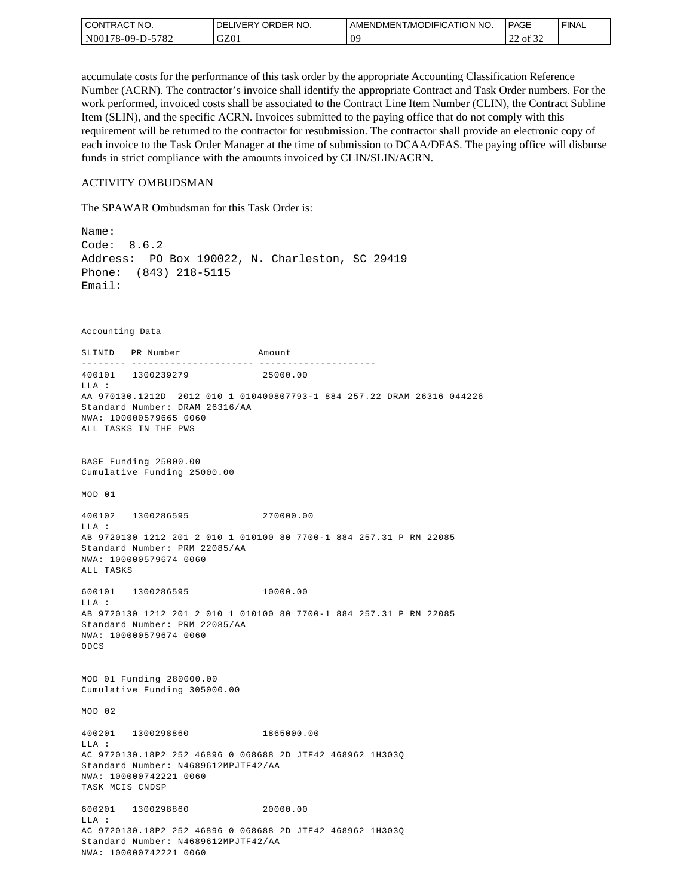accumulate costs for the performance of this task order by the appropriate Accounting Classification Reference Number (ACRN). The contractor's invoice shall identify the appropriate Contract and Task Order numbers. For the work performed, invoiced costs shall be associated to the Contract Line Item Number (CLIN), the Contract Subline Item (SLIN), and the specific ACRN. Invoices submitted to the paying office that do not comply with this requirement will be returned to the contractor for resubmission. The contractor shall provide an electronic copy of each invoice to the Task Order Manager at the time of submission to DCAA/DFAS. The paying office will disburse funds in strict compliance with the amounts invoiced by CLIN/SLIN/ACRN.

ACTIVITY OMBUDSMAN

The SPAWAR Ombudsman for this Task Order is:

```
Name:
Code:  8.6.2
Address:  PO Box 190022, N. Charleston, SC 29419
Phone:  (843) 218-5115
Email:
```

```
Accounting Data

SLINID   PR Number              Amount
-------- ---------------------- ---------------------
400101   1300239279              25000.00
LLA :
AA 970130.1212D  2012 010 1 010400807793-1 884 257.22 DRAM 26316 044226
Standard Number: DRAM 26316/AA
NWA: 100000579665 0060
ALL TASKS IN THE PWS


BASE Funding 25000.00
Cumulative Funding 25000.00

MOD 01

400102   1300286595              270000.00
LLA :
AB 9720130 1212 201 2 010 1 010100 80 7700-1 884 257.31 P RM 22085
Standard Number: PRM 22085/AA
NWA: 100000579674 0060
ALL TASKS

600101   1300286595              10000.00
LLA :
AB 9720130 1212 201 2 010 1 010100 80 7700-1 884 257.31 P RM 22085
Standard Number: PRM 22085/AA
NWA: 100000579674 0060
ODCS


MOD 01 Funding 280000.00
Cumulative Funding 305000.00

MOD 02

400201   1300298860              1865000.00
LLA :
AC 9720130.18P2 252 46896 0 068688 2D JTF42 468962 1H303Q
Standard Number: N4689612MPJTF42/AA
NWA: 100000742221 0060
TASK MCIS CNDSP

600201   1300298860              20000.00
LLA :
AC 9720130.18P2 252 46896 0 068688 2D JTF42 468962 1H303Q
Standard Number: N4689612MPJTF42/AA
NWA: 100000742221 0060
```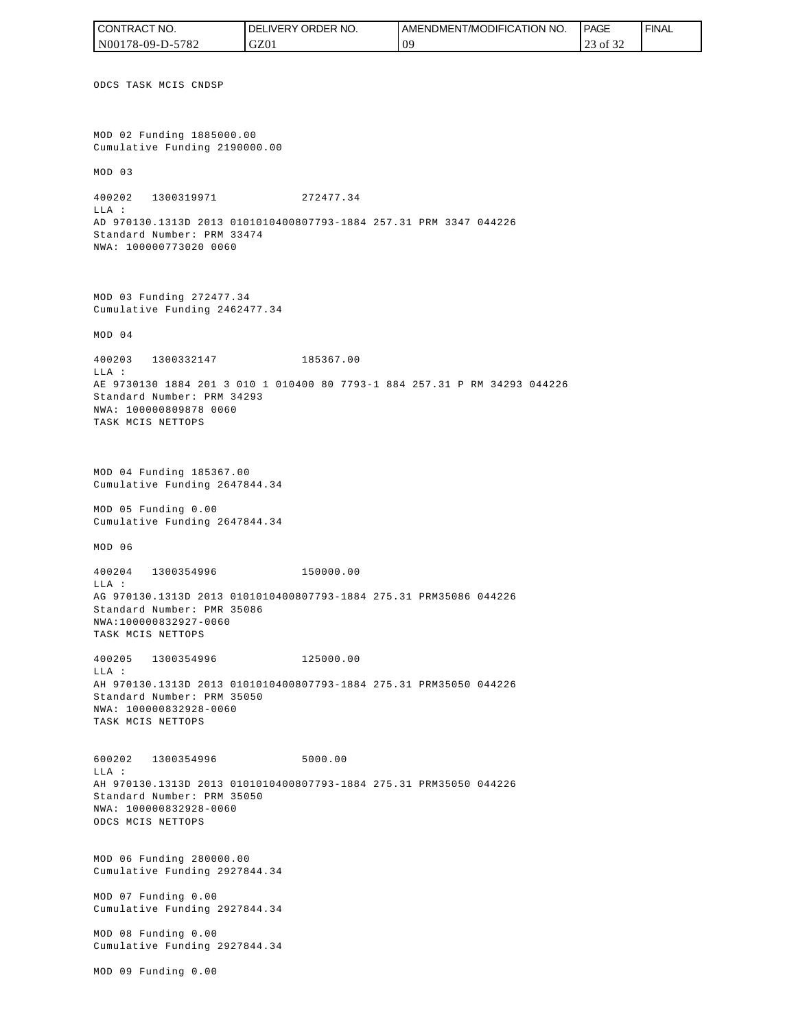ODCS TASK MCIS CNDSP

MOD 02 Funding 1885000.00
Cumulative Funding 2190000.00

MOD 03

400202 1300319971 272477.34
LLA :
AD 970130.1313D 2013 0101010400807793-1884 257.31 PRM 3347 044226
Standard Number: PRM 33474
NWA: 100000773020 0060

MOD 03 Funding 272477.34
Cumulative Funding 2462477.34

MOD 04

400203 1300332147 185367.00
LLA :
AE 9730130 1884 201 3 010 1 010400 80 7793-1 884 257.31 P RM 34293 044226
Standard Number: PRM 34293
NWA: 100000809878 0060
TASK MCIS NETTOPS

MOD 04 Funding 185367.00
Cumulative Funding 2647844.34

MOD 05 Funding 0.00
Cumulative Funding 2647844.34

MOD 06

400204 1300354996 150000.00
LLA :
AG 970130.1313D 2013 0101010400807793-1884 275.31 PRM35086 044226
Standard Number: PMR 35086
NWA:100000832927-0060
TASK MCIS NETTOPS

400205 1300354996 125000.00
LLA :
AH 970130.1313D 2013 0101010400807793-1884 275.31 PRM35050 044226
Standard Number: PRM 35050
NWA: 100000832928-0060
TASK MCIS NETTOPS

600202 1300354996 5000.00
LLA :
AH 970130.1313D 2013 0101010400807793-1884 275.31 PRM35050 044226
Standard Number: PRM 35050
NWA: 100000832928-0060
ODCS MCIS NETTOPS

MOD 06 Funding 280000.00
Cumulative Funding 2927844.34

MOD 07 Funding 0.00
Cumulative Funding 2927844.34

MOD 08 Funding 0.00
Cumulative Funding 2927844.34

MOD 09 Funding 0.00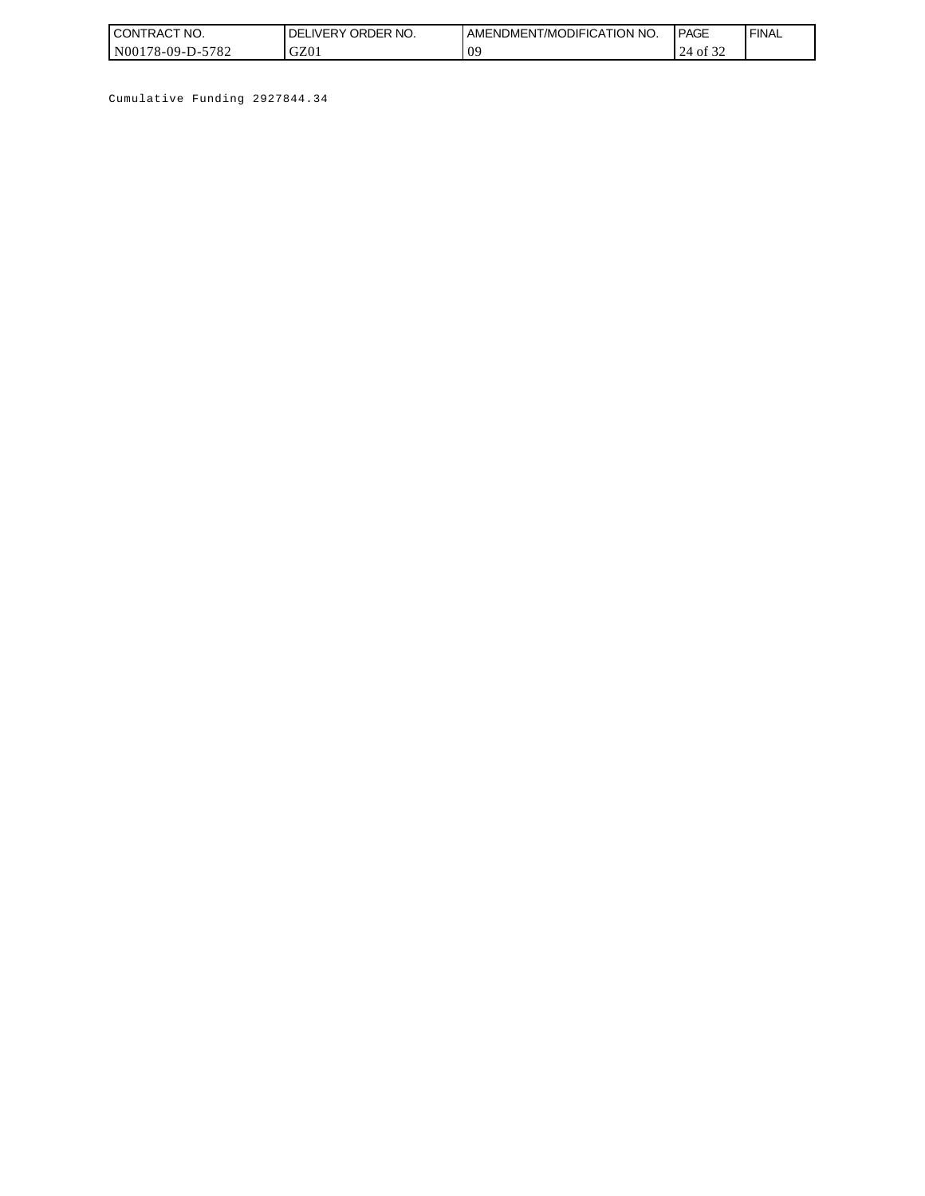Cumulative Funding 2927844.34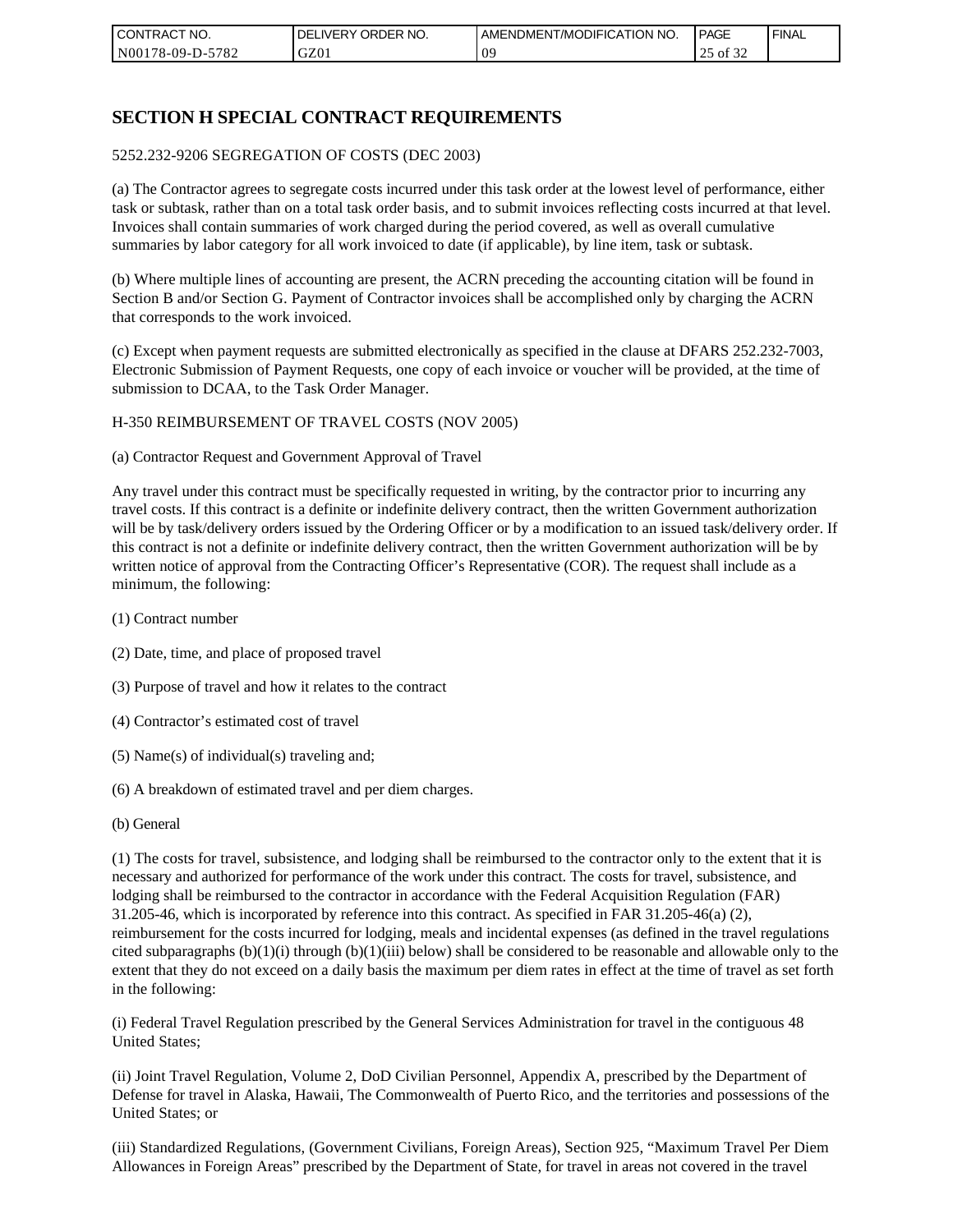## SECTION H SPECIAL CONTRACT REQUIREMENTS

5252.232-9206 SEGREGATION OF COSTS (DEC 2003)

(a) The Contractor agrees to segregate costs incurred under this task order at the lowest level of performance, either task or subtask, rather than on a total task order basis, and to submit invoices reflecting costs incurred at that level. Invoices shall contain summaries of work charged during the period covered, as well as overall cumulative summaries by labor category for all work invoiced to date (if applicable), by line item, task or subtask.

(b) Where multiple lines of accounting are present, the ACRN preceding the accounting citation will be found in Section B and/or Section G. Payment of Contractor invoices shall be accomplished only by charging the ACRN that corresponds to the work invoiced.

(c) Except when payment requests are submitted electronically as specified in the clause at DFARS 252.232-7003, Electronic Submission of Payment Requests, one copy of each invoice or voucher will be provided, at the time of submission to DCAA, to the Task Order Manager.

H-350 REIMBURSEMENT OF TRAVEL COSTS (NOV 2005)

(a) Contractor Request and Government Approval of Travel

Any travel under this contract must be specifically requested in writing, by the contractor prior to incurring any travel costs. If this contract is a definite or indefinite delivery contract, then the written Government authorization will be by task/delivery orders issued by the Ordering Officer or by a modification to an issued task/delivery order. If this contract is not a definite or indefinite delivery contract, then the written Government authorization will be by written notice of approval from the Contracting Officer's Representative (COR). The request shall include as a minimum, the following:

(1) Contract number

(2) Date, time, and place of proposed travel

(3) Purpose of travel and how it relates to the contract

(4) Contractor's estimated cost of travel

(5) Name(s) of individual(s) traveling and;

(6) A breakdown of estimated travel and per diem charges.

(b) General

(1) The costs for travel, subsistence, and lodging shall be reimbursed to the contractor only to the extent that it is necessary and authorized for performance of the work under this contract. The costs for travel, subsistence, and lodging shall be reimbursed to the contractor in accordance with the Federal Acquisition Regulation (FAR) 31.205-46, which is incorporated by reference into this contract. As specified in FAR 31.205-46(a) (2), reimbursement for the costs incurred for lodging, meals and incidental expenses (as defined in the travel regulations cited subparagraphs (b)(1)(i) through (b)(1)(iii) below) shall be considered to be reasonable and allowable only to the extent that they do not exceed on a daily basis the maximum per diem rates in effect at the time of travel as set forth in the following:

(i) Federal Travel Regulation prescribed by the General Services Administration for travel in the contiguous 48 United States;

(ii) Joint Travel Regulation, Volume 2, DoD Civilian Personnel, Appendix A, prescribed by the Department of Defense for travel in Alaska, Hawaii, The Commonwealth of Puerto Rico, and the territories and possessions of the United States; or

(iii) Standardized Regulations, (Government Civilians, Foreign Areas), Section 925, "Maximum Travel Per Diem Allowances in Foreign Areas" prescribed by the Department of State, for travel in areas not covered in the travel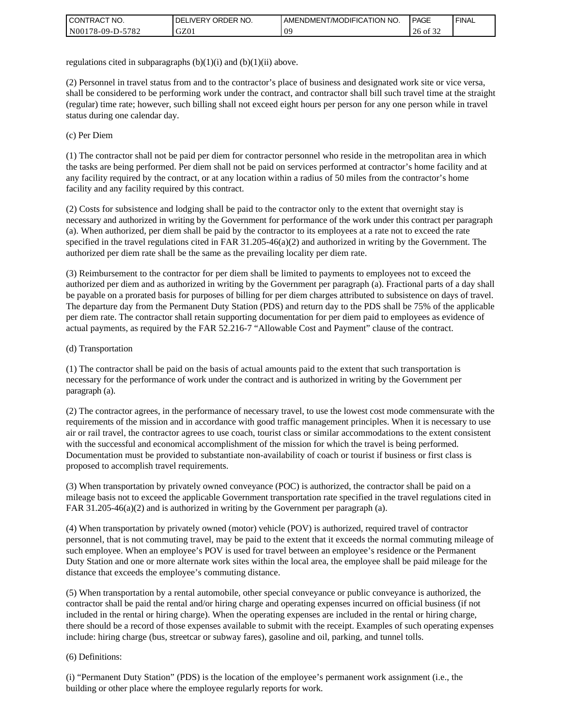regulations cited in subparagraphs (b)(1)(i) and (b)(1)(ii) above.

(2) Personnel in travel status from and to the contractor’s place of business and designated work site or vice versa, shall be considered to be performing work under the contract, and contractor shall bill such travel time at the straight (regular) time rate; however, such billing shall not exceed eight hours per person for any one person while in travel status during one calendar day.

(c) Per Diem

(1) The contractor shall not be paid per diem for contractor personnel who reside in the metropolitan area in which the tasks are being performed. Per diem shall not be paid on services performed at contractor’s home facility and at any facility required by the contract, or at any location within a radius of 50 miles from the contractor’s home facility and any facility required by this contract.

(2) Costs for subsistence and lodging shall be paid to the contractor only to the extent that overnight stay is necessary and authorized in writing by the Government for performance of the work under this contract per paragraph (a). When authorized, per diem shall be paid by the contractor to its employees at a rate not to exceed the rate specified in the travel regulations cited in FAR 31.205-46(a)(2) and authorized in writing by the Government. The authorized per diem rate shall be the same as the prevailing locality per diem rate.

(3) Reimbursement to the contractor for per diem shall be limited to payments to employees not to exceed the authorized per diem and as authorized in writing by the Government per paragraph (a). Fractional parts of a day shall be payable on a prorated basis for purposes of billing for per diem charges attributed to subsistence on days of travel. The departure day from the Permanent Duty Station (PDS) and return day to the PDS shall be 75% of the applicable per diem rate. The contractor shall retain supporting documentation for per diem paid to employees as evidence of actual payments, as required by the FAR 52.216-7 “Allowable Cost and Payment” clause of the contract.

(d) Transportation

(1) The contractor shall be paid on the basis of actual amounts paid to the extent that such transportation is necessary for the performance of work under the contract and is authorized in writing by the Government per paragraph (a).

(2) The contractor agrees, in the performance of necessary travel, to use the lowest cost mode commensurate with the requirements of the mission and in accordance with good traffic management principles. When it is necessary to use air or rail travel, the contractor agrees to use coach, tourist class or similar accommodations to the extent consistent with the successful and economical accomplishment of the mission for which the travel is being performed. Documentation must be provided to substantiate non-availability of coach or tourist if business or first class is proposed to accomplish travel requirements.

(3) When transportation by privately owned conveyance (POC) is authorized, the contractor shall be paid on a mileage basis not to exceed the applicable Government transportation rate specified in the travel regulations cited in FAR 31.205-46(a)(2) and is authorized in writing by the Government per paragraph (a).

(4) When transportation by privately owned (motor) vehicle (POV) is authorized, required travel of contractor personnel, that is not commuting travel, may be paid to the extent that it exceeds the normal commuting mileage of such employee. When an employee’s POV is used for travel between an employee’s residence or the Permanent Duty Station and one or more alternate work sites within the local area, the employee shall be paid mileage for the distance that exceeds the employee’s commuting distance.

(5) When transportation by a rental automobile, other special conveyance or public conveyance is authorized, the contractor shall be paid the rental and/or hiring charge and operating expenses incurred on official business (if not included in the rental or hiring charge). When the operating expenses are included in the rental or hiring charge, there should be a record of those expenses available to submit with the receipt. Examples of such operating expenses include: hiring charge (bus, streetcar or subway fares), gasoline and oil, parking, and tunnel tolls.

(6) Definitions:

(i) “Permanent Duty Station” (PDS) is the location of the employee’s permanent work assignment (i.e., the building or other place where the employee regularly reports for work.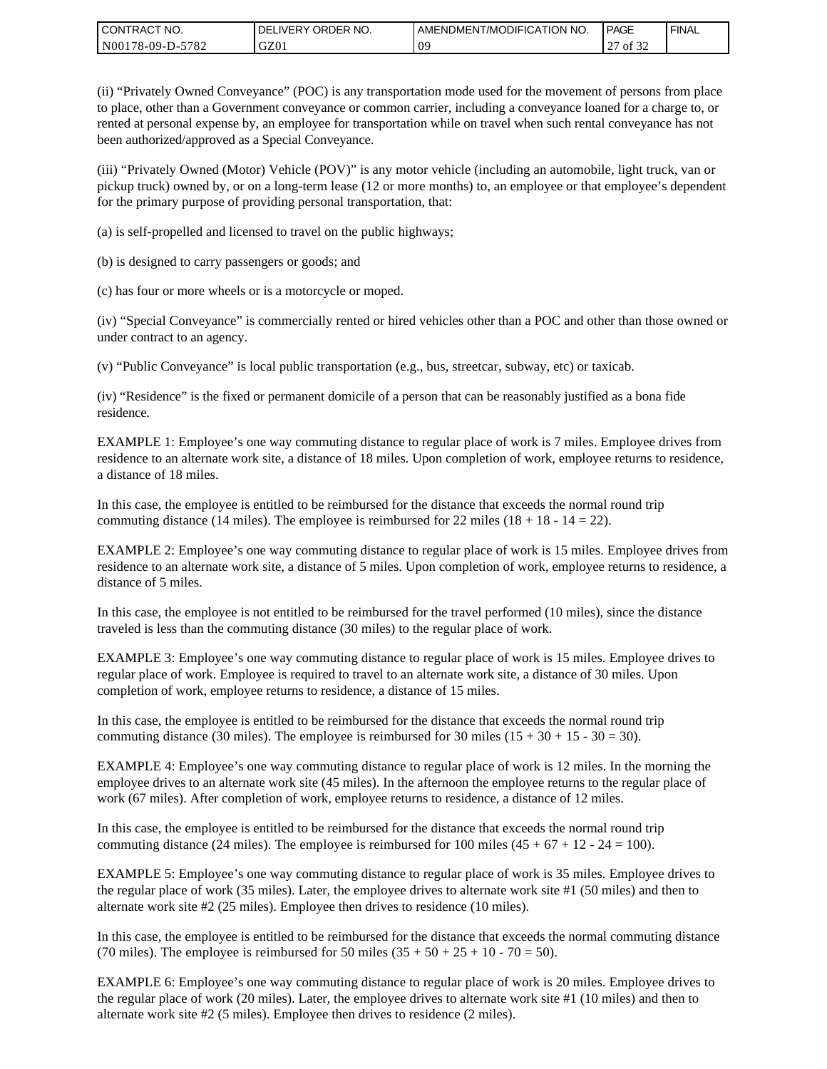(ii) “Privately Owned Conveyance” (POC) is any transportation mode used for the movement of persons from place to place, other than a Government conveyance or common carrier, including a conveyance loaned for a charge to, or rented at personal expense by, an employee for transportation while on travel when such rental conveyance has not been authorized/approved as a Special Conveyance.

(iii) “Privately Owned (Motor) Vehicle (POV)” is any motor vehicle (including an automobile, light truck, van or pickup truck) owned by, or on a long-term lease (12 or more months) to, an employee or that employee’s dependent for the primary purpose of providing personal transportation, that:

(a) is self-propelled and licensed to travel on the public highways;

(b) is designed to carry passengers or goods; and

(c) has four or more wheels or is a motorcycle or moped.

(iv) “Special Conveyance” is commercially rented or hired vehicles other than a POC and other than those owned or under contract to an agency.

(v) “Public Conveyance” is local public transportation (e.g., bus, streetcar, subway, etc) or taxicab.

(iv) “Residence” is the fixed or permanent domicile of a person that can be reasonably justified as a bona fide residence.

EXAMPLE 1: Employee’s one way commuting distance to regular place of work is 7 miles. Employee drives from residence to an alternate work site, a distance of 18 miles. Upon completion of work, employee returns to residence, a distance of 18 miles.

In this case, the employee is entitled to be reimbursed for the distance that exceeds the normal round trip commuting distance (14 miles). The employee is reimbursed for 22 miles (18 + 18 - 14 = 22).

EXAMPLE 2: Employee’s one way commuting distance to regular place of work is 15 miles. Employee drives from residence to an alternate work site, a distance of 5 miles. Upon completion of work, employee returns to residence, a distance of 5 miles.

In this case, the employee is not entitled to be reimbursed for the travel performed (10 miles), since the distance traveled is less than the commuting distance (30 miles) to the regular place of work.

EXAMPLE 3: Employee’s one way commuting distance to regular place of work is 15 miles. Employee drives to regular place of work. Employee is required to travel to an alternate work site, a distance of 30 miles. Upon completion of work, employee returns to residence, a distance of 15 miles.

In this case, the employee is entitled to be reimbursed for the distance that exceeds the normal round trip commuting distance (30 miles). The employee is reimbursed for 30 miles (15 + 30 + 15 - 30 = 30).

EXAMPLE 4: Employee’s one way commuting distance to regular place of work is 12 miles. In the morning the employee drives to an alternate work site (45 miles). In the afternoon the employee returns to the regular place of work (67 miles). After completion of work, employee returns to residence, a distance of 12 miles.

In this case, the employee is entitled to be reimbursed for the distance that exceeds the normal round trip commuting distance (24 miles). The employee is reimbursed for 100 miles (45 + 67 + 12 - 24 = 100).

EXAMPLE 5: Employee’s one way commuting distance to regular place of work is 35 miles. Employee drives to the regular place of work (35 miles). Later, the employee drives to alternate work site #1 (50 miles) and then to alternate work site #2 (25 miles). Employee then drives to residence (10 miles).

In this case, the employee is entitled to be reimbursed for the distance that exceeds the normal commuting distance (70 miles). The employee is reimbursed for 50 miles (35 + 50 + 25 + 10 - 70 = 50).

EXAMPLE 6: Employee’s one way commuting distance to regular place of work is 20 miles. Employee drives to the regular place of work (20 miles). Later, the employee drives to alternate work site #1 (10 miles) and then to alternate work site #2 (5 miles). Employee then drives to residence (2 miles).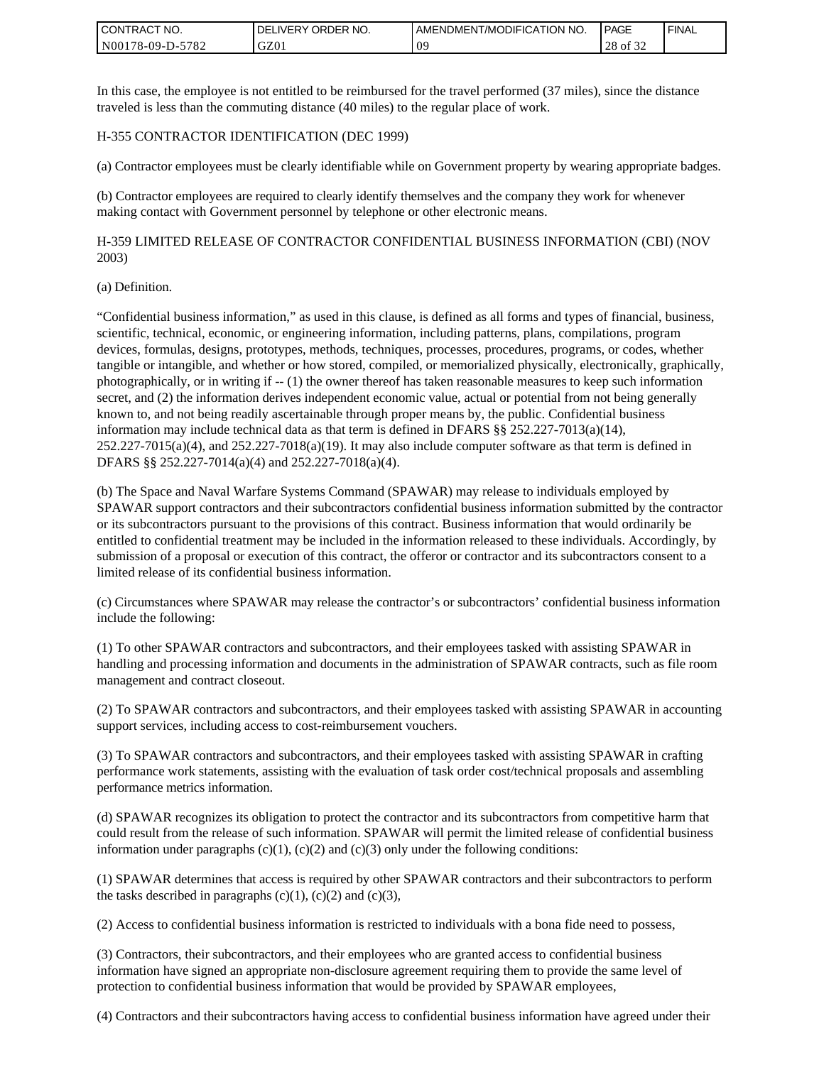In this case, the employee is not entitled to be reimbursed for the travel performed (37 miles), since the distance traveled is less than the commuting distance (40 miles) to the regular place of work.

H-355 CONTRACTOR IDENTIFICATION (DEC 1999)

(a) Contractor employees must be clearly identifiable while on Government property by wearing appropriate badges.

(b) Contractor employees are required to clearly identify themselves and the company they work for whenever making contact with Government personnel by telephone or other electronic means.

H-359 LIMITED RELEASE OF CONTRACTOR CONFIDENTIAL BUSINESS INFORMATION (CBI) (NOV 2003)

(a) Definition.

"Confidential business information," as used in this clause, is defined as all forms and types of financial, business, scientific, technical, economic, or engineering information, including patterns, plans, compilations, program devices, formulas, designs, prototypes, methods, techniques, processes, procedures, programs, or codes, whether tangible or intangible, and whether or how stored, compiled, or memorialized physically, electronically, graphically, photographically, or in writing if -- (1) the owner thereof has taken reasonable measures to keep such information secret, and (2) the information derives independent economic value, actual or potential from not being generally known to, and not being readily ascertainable through proper means by, the public. Confidential business information may include technical data as that term is defined in DFARS §§ 252.227-7013(a)(14), 252.227-7015(a)(4), and 252.227-7018(a)(19). It may also include computer software as that term is defined in DFARS §§ 252.227-7014(a)(4) and 252.227-7018(a)(4).

(b) The Space and Naval Warfare Systems Command (SPAWAR) may release to individuals employed by SPAWAR support contractors and their subcontractors confidential business information submitted by the contractor or its subcontractors pursuant to the provisions of this contract. Business information that would ordinarily be entitled to confidential treatment may be included in the information released to these individuals. Accordingly, by submission of a proposal or execution of this contract, the offeror or contractor and its subcontractors consent to a limited release of its confidential business information.

(c) Circumstances where SPAWAR may release the contractor's or subcontractors' confidential business information include the following:

(1) To other SPAWAR contractors and subcontractors, and their employees tasked with assisting SPAWAR in handling and processing information and documents in the administration of SPAWAR contracts, such as file room management and contract closeout.

(2) To SPAWAR contractors and subcontractors, and their employees tasked with assisting SPAWAR in accounting support services, including access to cost-reimbursement vouchers.

(3) To SPAWAR contractors and subcontractors, and their employees tasked with assisting SPAWAR in crafting performance work statements, assisting with the evaluation of task order cost/technical proposals and assembling performance metrics information.

(d) SPAWAR recognizes its obligation to protect the contractor and its subcontractors from competitive harm that could result from the release of such information. SPAWAR will permit the limited release of confidential business information under paragraphs (c)(1), (c)(2) and (c)(3) only under the following conditions:

(1) SPAWAR determines that access is required by other SPAWAR contractors and their subcontractors to perform the tasks described in paragraphs (c)(1), (c)(2) and (c)(3),

(2) Access to confidential business information is restricted to individuals with a bona fide need to possess,

(3) Contractors, their subcontractors, and their employees who are granted access to confidential business information have signed an appropriate non-disclosure agreement requiring them to provide the same level of protection to confidential business information that would be provided by SPAWAR employees,

(4) Contractors and their subcontractors having access to confidential business information have agreed under their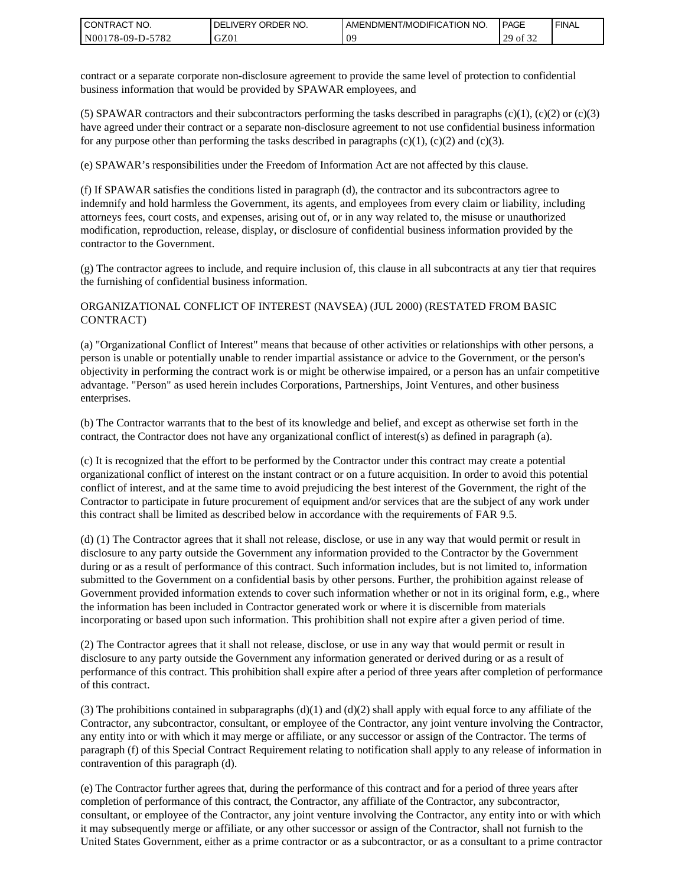contract or a separate corporate non-disclosure agreement to provide the same level of protection to confidential business information that would be provided by SPAWAR employees, and

(5) SPAWAR contractors and their subcontractors performing the tasks described in paragraphs (c)(1), (c)(2) or (c)(3) have agreed under their contract or a separate non-disclosure agreement to not use confidential business information for any purpose other than performing the tasks described in paragraphs (c)(1), (c)(2) and (c)(3).

(e) SPAWAR's responsibilities under the Freedom of Information Act are not affected by this clause.

(f) If SPAWAR satisfies the conditions listed in paragraph (d), the contractor and its subcontractors agree to indemnify and hold harmless the Government, its agents, and employees from every claim or liability, including attorneys fees, court costs, and expenses, arising out of, or in any way related to, the misuse or unauthorized modification, reproduction, release, display, or disclosure of confidential business information provided by the contractor to the Government.

(g) The contractor agrees to include, and require inclusion of, this clause in all subcontracts at any tier that requires the furnishing of confidential business information.

ORGANIZATIONAL CONFLICT OF INTEREST (NAVSEA) (JUL 2000) (RESTATED FROM BASIC CONTRACT)

(a) "Organizational Conflict of Interest" means that because of other activities or relationships with other persons, a person is unable or potentially unable to render impartial assistance or advice to the Government, or the person's objectivity in performing the contract work is or might be otherwise impaired, or a person has an unfair competitive advantage. "Person" as used herein includes Corporations, Partnerships, Joint Ventures, and other business enterprises.

(b) The Contractor warrants that to the best of its knowledge and belief, and except as otherwise set forth in the contract, the Contractor does not have any organizational conflict of interest(s) as defined in paragraph (a).

(c) It is recognized that the effort to be performed by the Contractor under this contract may create a potential organizational conflict of interest on the instant contract or on a future acquisition. In order to avoid this potential conflict of interest, and at the same time to avoid prejudicing the best interest of the Government, the right of the Contractor to participate in future procurement of equipment and/or services that are the subject of any work under this contract shall be limited as described below in accordance with the requirements of FAR 9.5.

(d) (1) The Contractor agrees that it shall not release, disclose, or use in any way that would permit or result in disclosure to any party outside the Government any information provided to the Contractor by the Government during or as a result of performance of this contract. Such information includes, but is not limited to, information submitted to the Government on a confidential basis by other persons. Further, the prohibition against release of Government provided information extends to cover such information whether or not in its original form, e.g., where the information has been included in Contractor generated work or where it is discernible from materials incorporating or based upon such information. This prohibition shall not expire after a given period of time.

(2) The Contractor agrees that it shall not release, disclose, or use in any way that would permit or result in disclosure to any party outside the Government any information generated or derived during or as a result of performance of this contract. This prohibition shall expire after a period of three years after completion of performance of this contract.

(3) The prohibitions contained in subparagraphs (d)(1) and (d)(2) shall apply with equal force to any affiliate of the Contractor, any subcontractor, consultant, or employee of the Contractor, any joint venture involving the Contractor, any entity into or with which it may merge or affiliate, or any successor or assign of the Contractor. The terms of paragraph (f) of this Special Contract Requirement relating to notification shall apply to any release of information in contravention of this paragraph (d).

(e) The Contractor further agrees that, during the performance of this contract and for a period of three years after completion of performance of this contract, the Contractor, any affiliate of the Contractor, any subcontractor, consultant, or employee of the Contractor, any joint venture involving the Contractor, any entity into or with which it may subsequently merge or affiliate, or any other successor or assign of the Contractor, shall not furnish to the United States Government, either as a prime contractor or as a subcontractor, or as a consultant to a prime contractor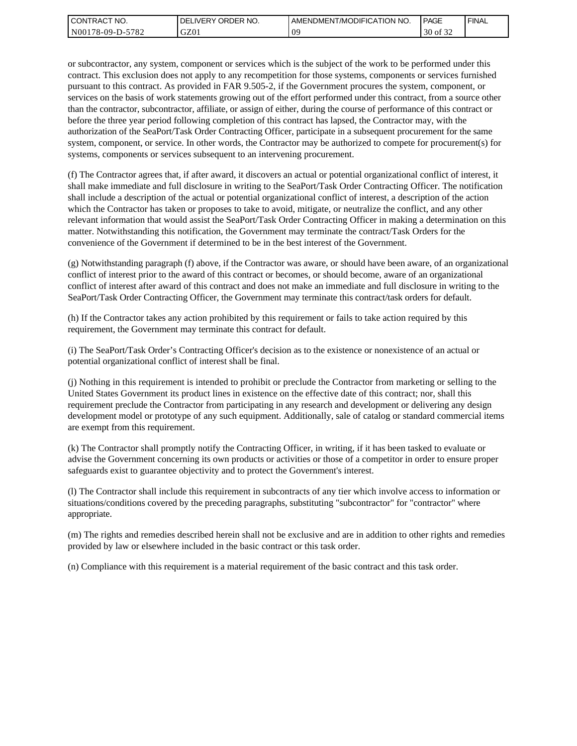or subcontractor, any system, component or services which is the subject of the work to be performed under this contract. This exclusion does not apply to any recompetition for those systems, components or services furnished pursuant to this contract. As provided in FAR 9.505-2, if the Government procures the system, component, or services on the basis of work statements growing out of the effort performed under this contract, from a source other than the contractor, subcontractor, affiliate, or assign of either, during the course of performance of this contract or before the three year period following completion of this contract has lapsed, the Contractor may, with the authorization of the SeaPort/Task Order Contracting Officer, participate in a subsequent procurement for the same system, component, or service. In other words, the Contractor may be authorized to compete for procurement(s) for systems, components or services subsequent to an intervening procurement.

(f) The Contractor agrees that, if after award, it discovers an actual or potential organizational conflict of interest, it shall make immediate and full disclosure in writing to the SeaPort/Task Order Contracting Officer. The notification shall include a description of the actual or potential organizational conflict of interest, a description of the action which the Contractor has taken or proposes to take to avoid, mitigate, or neutralize the conflict, and any other relevant information that would assist the SeaPort/Task Order Contracting Officer in making a determination on this matter. Notwithstanding this notification, the Government may terminate the contract/Task Orders for the convenience of the Government if determined to be in the best interest of the Government.

(g) Notwithstanding paragraph (f) above, if the Contractor was aware, or should have been aware, of an organizational conflict of interest prior to the award of this contract or becomes, or should become, aware of an organizational conflict of interest after award of this contract and does not make an immediate and full disclosure in writing to the SeaPort/Task Order Contracting Officer, the Government may terminate this contract/task orders for default.

(h) If the Contractor takes any action prohibited by this requirement or fails to take action required by this requirement, the Government may terminate this contract for default.

(i) The SeaPort/Task Order’s Contracting Officer's decision as to the existence or nonexistence of an actual or potential organizational conflict of interest shall be final.

(j) Nothing in this requirement is intended to prohibit or preclude the Contractor from marketing or selling to the United States Government its product lines in existence on the effective date of this contract; nor, shall this requirement preclude the Contractor from participating in any research and development or delivering any design development model or prototype of any such equipment. Additionally, sale of catalog or standard commercial items are exempt from this requirement.

(k) The Contractor shall promptly notify the Contracting Officer, in writing, if it has been tasked to evaluate or advise the Government concerning its own products or activities or those of a competitor in order to ensure proper safeguards exist to guarantee objectivity and to protect the Government's interest.

(l) The Contractor shall include this requirement in subcontracts of any tier which involve access to information or situations/conditions covered by the preceding paragraphs, substituting "subcontractor" for "contractor" where appropriate.

(m) The rights and remedies described herein shall not be exclusive and are in addition to other rights and remedies provided by law or elsewhere included in the basic contract or this task order.

(n) Compliance with this requirement is a material requirement of the basic contract and this task order.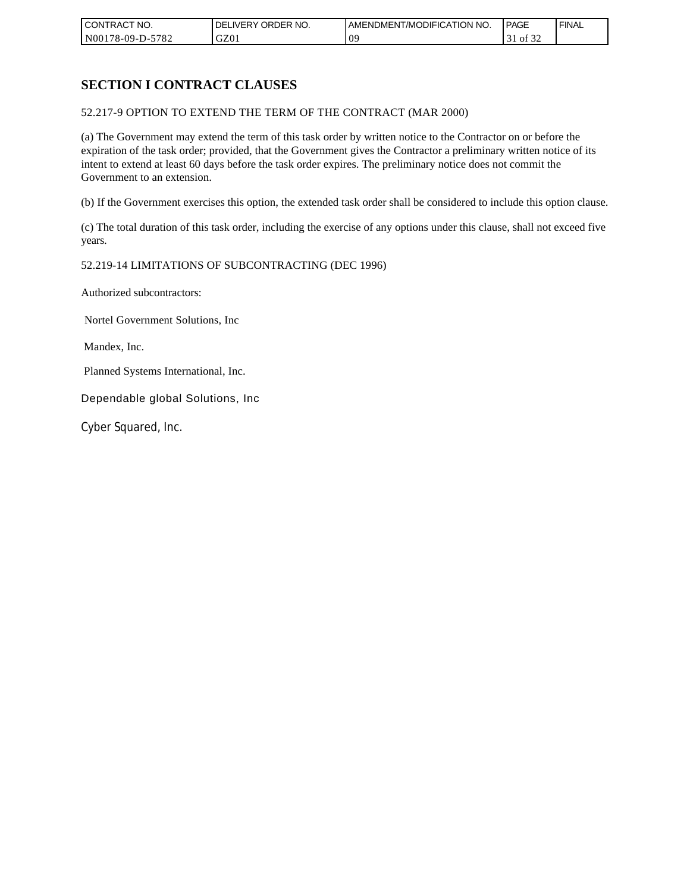# SECTION I CONTRACT CLAUSES

52.217-9 OPTION TO EXTEND THE TERM OF THE CONTRACT (MAR 2000)

(a) The Government may extend the term of this task order by written notice to the Contractor on or before the expiration of the task order; provided, that the Government gives the Contractor a preliminary written notice of its intent to extend at least 60 days before the task order expires. The preliminary notice does not commit the Government to an extension.

(b) If the Government exercises this option, the extended task order shall be considered to include this option clause.

(c) The total duration of this task order, including the exercise of any options under this clause, shall not exceed five years.

52.219-14 LIMITATIONS OF SUBCONTRACTING (DEC 1996)

Authorized subcontractors:

Nortel Government Solutions, Inc

Mandex, Inc.

Planned Systems International, Inc.

Dependable global Solutions, Inc

Cyber Squared, Inc.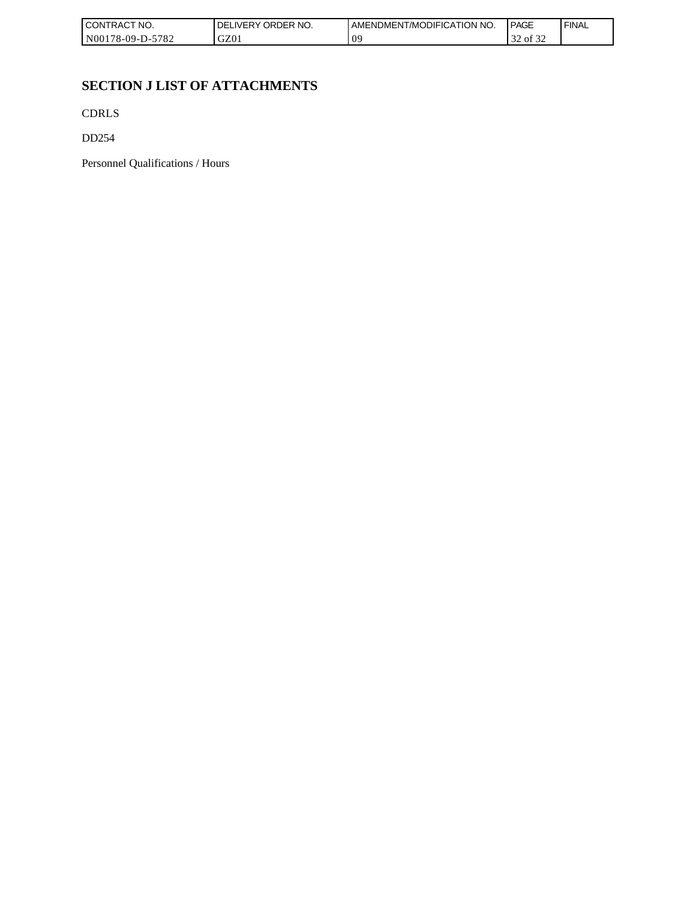# SECTION J LIST OF ATTACHMENTS

CDRLS

DD254

Personnel Qualifications / Hours